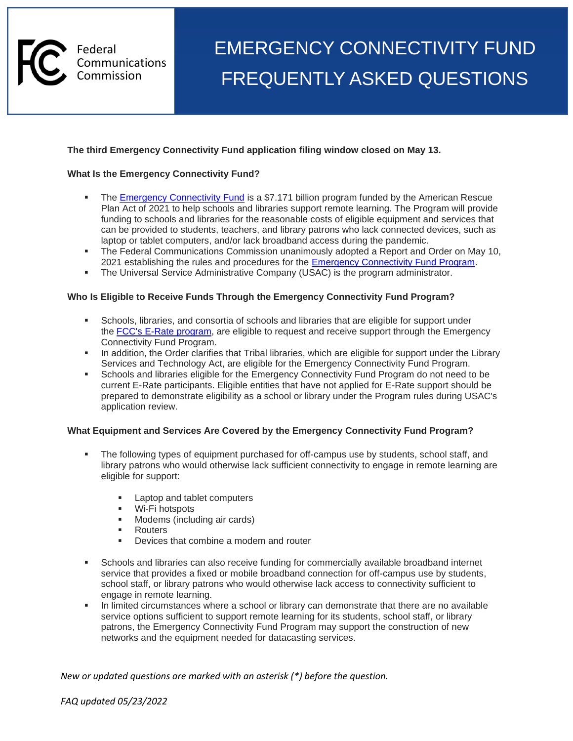Federal Communications Commission

# EMERGENCY CONNECTIVITY FUND FREQUENTLY ASKED QUESTIONS

**The third Emergency Connectivity Fund application filing window closed on May 13.**

**What Is the Emergency Connectivity Fund?**

- The Emergency Connectivity Fund is a $7.171 billion program funded by the American Rescue Plan Act of 2021 to help schools and libraries support remote learning. The Program will provide funding to schools and libraries for the reasonable costs of eligible equipment and services that can be provided to students, teachers, and library patrons who lack connected devices, such as laptop or tablet computers, and/or lack broadband access during the pandemic.
- The Federal Communications Commission unanimously adopted a Report and Order on May 10, 2021 establishing the rules and procedures for the Emergency Connectivity Fund Program.
- The Universal Service Administrative Company (USAC) is the program administrator.

**Who Is Eligible to Receive Funds Through the Emergency Connectivity Fund Program?**

- Schools, libraries, and consortia of schools and libraries that are eligible for support under the FCC's E-Rate program, are eligible to request and receive support through the Emergency Connectivity Fund Program.
- In addition, the Order clarifies that Tribal libraries, which are eligible for support under the Library Services and Technology Act, are eligible for the Emergency Connectivity Fund Program.
- Schools and libraries eligible for the Emergency Connectivity Fund Program do not need to be current E-Rate participants. Eligible entities that have not applied for E-Rate support should be prepared to demonstrate eligibility as a school or library under the Program rules during USAC's application review.

**What Equipment and Services Are Covered by the Emergency Connectivity Fund Program?**

- The following types of equipment purchased for off-campus use by students, school staff, and library patrons who would otherwise lack sufficient connectivity to engage in remote learning are eligible for support:
  - Laptop and tablet computers
  - Wi-Fi hotspots
  - Modems (including air cards)
  - Routers
  - Devices that combine a modem and router
- Schools and libraries can also receive funding for commercially available broadband internet service that provides a fixed or mobile broadband connection for off-campus use by students, school staff, or library patrons who would otherwise lack access to connectivity sufficient to engage in remote learning.
- In limited circumstances where a school or library can demonstrate that there are no available service options sufficient to support remote learning for its students, school staff, or library patrons, the Emergency Connectivity Fund Program may support the construction of new networks and the equipment needed for datacasting services.

*New or updated questions are marked with an asterisk (*) before the question.*

*FAQ updated 05/23/2022*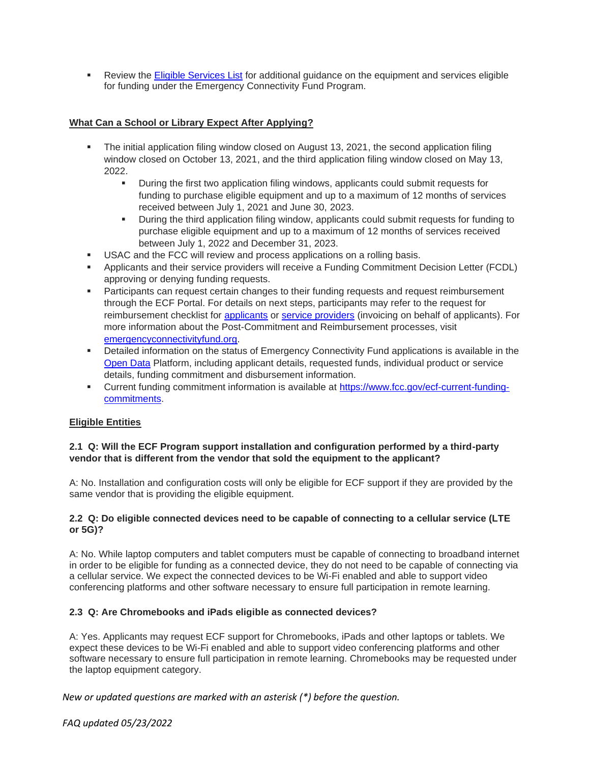- Review the [Eligible Services List](#) for additional guidance on the equipment and services eligible for funding under the Emergency Connectivity Fund Program.

## What Can a School or Library Expect After Applying?

- The initial application filing window closed on August 13, 2021, the second application filing window closed on October 13, 2021, and the third application filing window closed on May 13, 2022.
  - During the first two application filing windows, applicants could submit requests for funding to purchase eligible equipment and up to a maximum of 12 months of services received between July 1, 2021 and June 30, 2023.
  - During the third application filing window, applicants could submit requests for funding to purchase eligible equipment and up to a maximum of 12 months of services received between July 1, 2022 and December 31, 2023.
- USAC and the FCC will review and process applications on a rolling basis.
- Applicants and their service providers will receive a Funding Commitment Decision Letter (FCDL) approving or denying funding requests.
- Participants can request certain changes to their funding requests and request reimbursement through the ECF Portal. For details on next steps, participants may refer to the request for reimbursement checklist for [applicants](#) or [service providers](#) (invoicing on behalf of applicants). For more information about the Post-Commitment and Reimbursement processes, visit [emergencyconnectivityfund.org](#).
- Detailed information on the status of Emergency Connectivity Fund applications is available in the [Open Data](#) Platform, including applicant details, requested funds, individual product or service details, funding commitment and disbursement information.
- Current funding commitment information is available at [https://www.fcc.gov/ecf-current-funding-commitments](https://www.fcc.gov/ecf-current-funding-commitments).

## Eligible Entities

**2.1 Q: Will the ECF Program support installation and configuration performed by a third-party vendor that is different from the vendor that sold the equipment to the applicant?**

A: No. Installation and configuration costs will only be eligible for ECF support if they are provided by the same vendor that is providing the eligible equipment.

**2.2 Q: Do eligible connected devices need to be capable of connecting to a cellular service (LTE or 5G)?**

A: No. While laptop computers and tablet computers must be capable of connecting to broadband internet in order to be eligible for funding as a connected device, they do not need to be capable of connecting via a cellular service. We expect the connected devices to be Wi-Fi enabled and able to support video conferencing platforms and other software necessary to ensure full participation in remote learning.

**2.3 Q: Are Chromebooks and iPads eligible as connected devices?**

A: Yes. Applicants may request ECF support for Chromebooks, iPads and other laptops or tablets. We expect these devices to be Wi-Fi enabled and able to support video conferencing platforms and other software necessary to ensure full participation in remote learning. Chromebooks may be requested under the laptop equipment category.

*New or updated questions are marked with an asterisk (*) before the question.*

*FAQ updated 05/23/2022*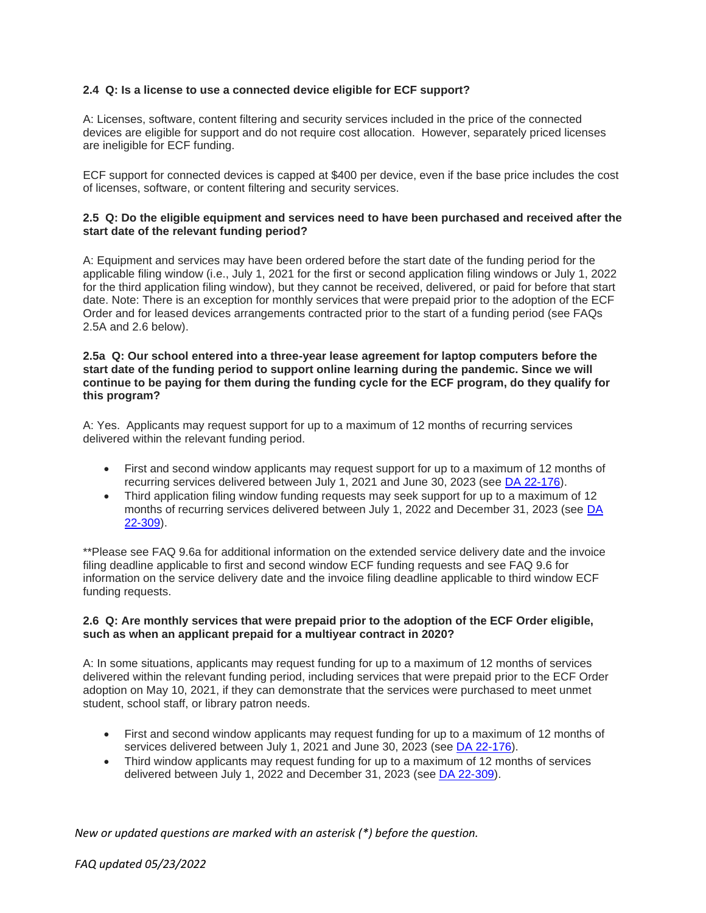**2.4 Q: Is a license to use a connected device eligible for ECF support?**

A: Licenses, software, content filtering and security services included in the price of the connected devices are eligible for support and do not require cost allocation. However, separately priced licenses are ineligible for ECF funding.

ECF support for connected devices is capped at $400 per device, even if the base price includes the cost of licenses, software, or content filtering and security services.

**2.5 Q: Do the eligible equipment and services need to have been purchased and received after the start date of the relevant funding period?**

A: Equipment and services may have been ordered before the start date of the funding period for the applicable filing window (i.e., July 1, 2021 for the first or second application filing windows or July 1, 2022 for the third application filing window), but they cannot be received, delivered, or paid for before that start date. Note: There is an exception for monthly services that were prepaid prior to the adoption of the ECF Order and for leased devices arrangements contracted prior to the start of a funding period (see FAQs 2.5A and 2.6 below).

**2.5a Q: Our school entered into a three-year lease agreement for laptop computers before the start date of the funding period to support online learning during the pandemic. Since we will continue to be paying for them during the funding cycle for the ECF program, do they qualify for this program?**

A: Yes. Applicants may request support for up to a maximum of 12 months of recurring services delivered within the relevant funding period.

- First and second window applicants may request support for up to a maximum of 12 months of recurring services delivered between July 1, 2021 and June 30, 2023 (see DA 22-176).
- Third application filing window funding requests may seek support for up to a maximum of 12 months of recurring services delivered between July 1, 2022 and December 31, 2023 (see DA 22-309).

**Please see FAQ 9.6a for additional information on the extended service delivery date and the invoice filing deadline applicable to first and second window ECF funding requests and see FAQ 9.6 for information on the service delivery date and the invoice filing deadline applicable to third window ECF funding requests.

**2.6 Q: Are monthly services that were prepaid prior to the adoption of the ECF Order eligible, such as when an applicant prepaid for a multiyear contract in 2020?**

A: In some situations, applicants may request funding for up to a maximum of 12 months of services delivered within the relevant funding period, including services that were prepaid prior to the ECF Order adoption on May 10, 2021, if they can demonstrate that the services were purchased to meet unmet student, school staff, or library patron needs.

- First and second window applicants may request funding for up to a maximum of 12 months of services delivered between July 1, 2021 and June 30, 2023 (see DA 22-176).
- Third window applicants may request funding for up to a maximum of 12 months of services delivered between July 1, 2022 and December 31, 2023 (see DA 22-309).

*New or updated questions are marked with an asterisk (*) before the question.*

*FAQ updated 05/23/2022*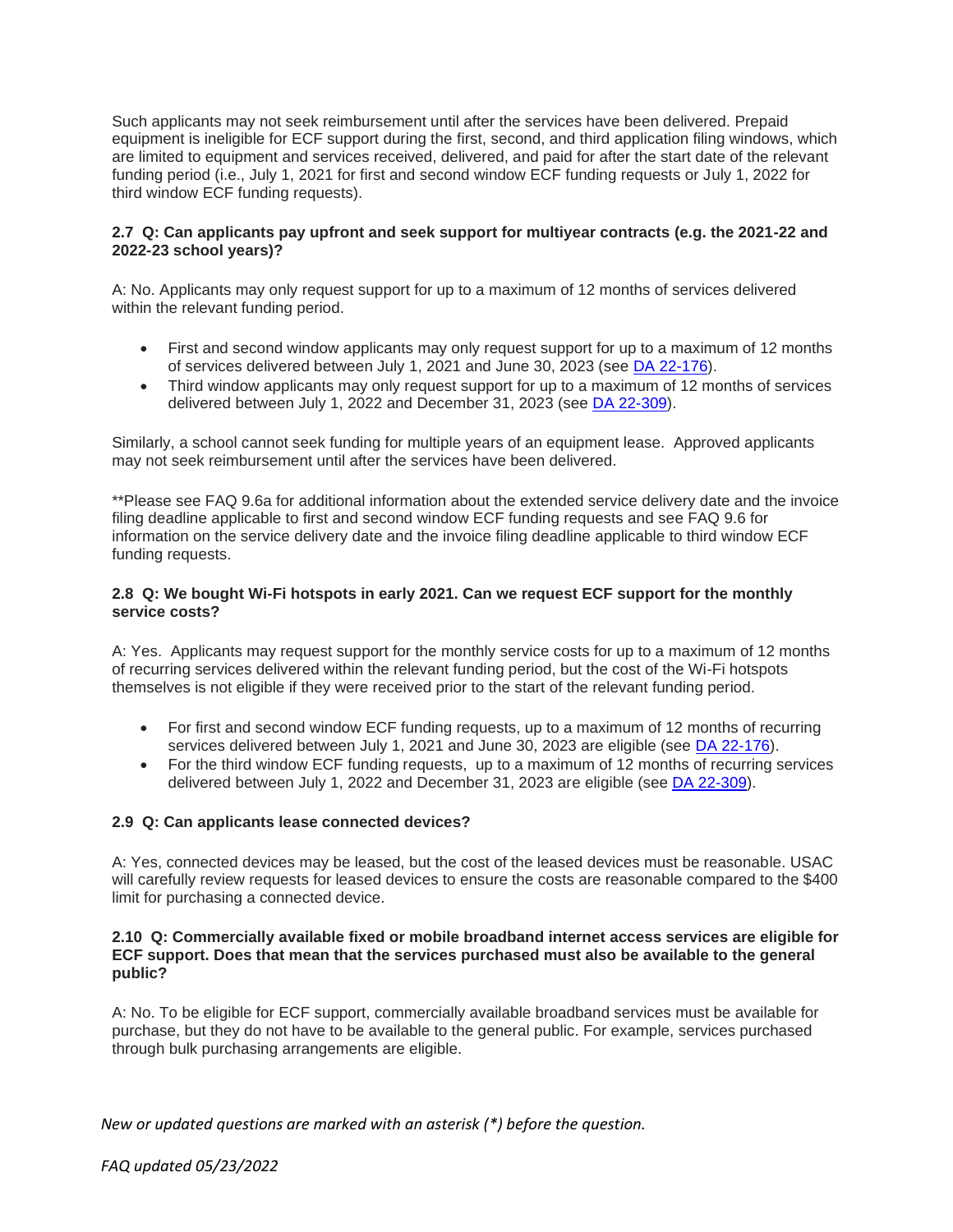Such applicants may not seek reimbursement until after the services have been delivered. Prepaid equipment is ineligible for ECF support during the first, second, and third application filing windows, which are limited to equipment and services received, delivered, and paid for after the start date of the relevant funding period (i.e., July 1, 2021 for first and second window ECF funding requests or July 1, 2022 for third window ECF funding requests).

**2.7 Q: Can applicants pay upfront and seek support for multiyear contracts (e.g. the 2021-22 and 2022-23 school years)?**

A: No. Applicants may only request support for up to a maximum of 12 months of services delivered within the relevant funding period.

- First and second window applicants may only request support for up to a maximum of 12 months of services delivered between July 1, 2021 and June 30, 2023 (see [DA 22-176]).
- Third window applicants may only request support for up to a maximum of 12 months of services delivered between July 1, 2022 and December 31, 2023 (see [DA 22-309]).

Similarly, a school cannot seek funding for multiple years of an equipment lease. Approved applicants may not seek reimbursement until after the services have been delivered.

**Please see FAQ 9.6a for additional information about the extended service delivery date and the invoice filing deadline applicable to first and second window ECF funding requests and see FAQ 9.6 for information on the service delivery date and the invoice filing deadline applicable to third window ECF funding requests.

**2.8 Q: We bought Wi-Fi hotspots in early 2021. Can we request ECF support for the monthly service costs?**

A: Yes. Applicants may request support for the monthly service costs for up to a maximum of 12 months of recurring services delivered within the relevant funding period, but the cost of the Wi-Fi hotspots themselves is not eligible if they were received prior to the start of the relevant funding period.

- For first and second window ECF funding requests, up to a maximum of 12 months of recurring services delivered between July 1, 2021 and June 30, 2023 are eligible (see [DA 22-176]).
- For the third window ECF funding requests, up to a maximum of 12 months of recurring services delivered between July 1, 2022 and December 31, 2023 are eligible (see [DA 22-309]).

**2.9 Q: Can applicants lease connected devices?**

A: Yes, connected devices may be leased, but the cost of the leased devices must be reasonable. USAC will carefully review requests for leased devices to ensure the costs are reasonable compared to the $400 limit for purchasing a connected device.

**2.10 Q: Commercially available fixed or mobile broadband internet access services are eligible for ECF support. Does that mean that the services purchased must also be available to the general public?**

A: No. To be eligible for ECF support, commercially available broadband services must be available for purchase, but they do not have to be available to the general public. For example, services purchased through bulk purchasing arrangements are eligible.

*New or updated questions are marked with an asterisk (*) before the question.*

*FAQ updated 05/23/2022*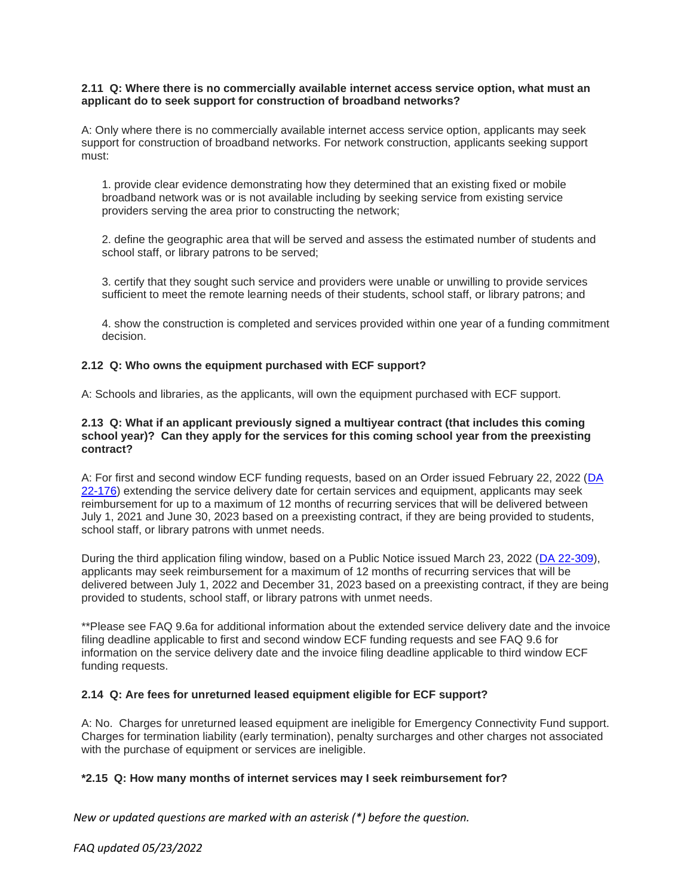**2.11 Q: Where there is no commercially available internet access service option, what must an applicant do to seek support for construction of broadband networks?**

A: Only where there is no commercially available internet access service option, applicants may seek support for construction of broadband networks. For network construction, applicants seeking support must:

1. provide clear evidence demonstrating how they determined that an existing fixed or mobile broadband network was or is not available including by seeking service from existing service providers serving the area prior to constructing the network;

2. define the geographic area that will be served and assess the estimated number of students and school staff, or library patrons to be served;

3. certify that they sought such service and providers were unable or unwilling to provide services sufficient to meet the remote learning needs of their students, school staff, or library patrons; and

4. show the construction is completed and services provided within one year of a funding commitment decision.

**2.12 Q: Who owns the equipment purchased with ECF support?**

A: Schools and libraries, as the applicants, will own the equipment purchased with ECF support.

**2.13 Q: What if an applicant previously signed a multiyear contract (that includes this coming school year)? Can they apply for the services for this coming school year from the preexisting contract?**

A: For first and second window ECF funding requests, based on an Order issued February 22, 2022 (DA 22-176) extending the service delivery date for certain services and equipment, applicants may seek reimbursement for up to a maximum of 12 months of recurring services that will be delivered between July 1, 2021 and June 30, 2023 based on a preexisting contract, if they are being provided to students, school staff, or library patrons with unmet needs.

During the third application filing window, based on a Public Notice issued March 23, 2022 (DA 22-309), applicants may seek reimbursement for a maximum of 12 months of recurring services that will be delivered between July 1, 2022 and December 31, 2023 based on a preexisting contract, if they are being provided to students, school staff, or library patrons with unmet needs.

**Please see FAQ 9.6a for additional information about the extended service delivery date and the invoice filing deadline applicable to first and second window ECF funding requests and see FAQ 9.6 for information on the service delivery date and the invoice filing deadline applicable to third window ECF funding requests.

**2.14 Q: Are fees for unreturned leased equipment eligible for ECF support?**

A: No. Charges for unreturned leased equipment are ineligible for Emergency Connectivity Fund support. Charges for termination liability (early termination), penalty surcharges and other charges not associated with the purchase of equipment or services are ineligible.

**\*2.15 Q: How many months of internet services may I seek reimbursement for?**

*New or updated questions are marked with an asterisk (*) before the question.*

*FAQ updated 05/23/2022*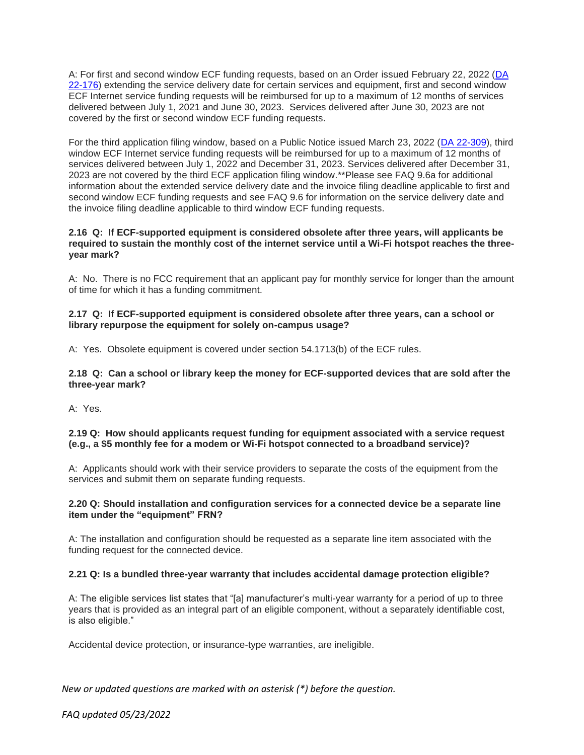A: For first and second window ECF funding requests, based on an Order issued February 22, 2022 ([DA 22-176](#)) extending the service delivery date for certain services and equipment, first and second window ECF Internet service funding requests will be reimbursed for up to a maximum of 12 months of services delivered between July 1, 2021 and June 30, 2023. Services delivered after June 30, 2023 are not covered by the first or second window ECF funding requests.

For the third application filing window, based on a Public Notice issued March 23, 2022 ([DA 22-309](#)), third window ECF Internet service funding requests will be reimbursed for up to a maximum of 12 months of services delivered between July 1, 2022 and December 31, 2023. Services delivered after December 31, 2023 are not covered by the third ECF application filing window.**Please see FAQ 9.6a for additional information about the extended service delivery date and the invoice filing deadline applicable to first and second window ECF funding requests and see FAQ 9.6 for information on the service delivery date and the invoice filing deadline applicable to third window ECF funding requests.

**2.16 Q: If ECF-supported equipment is considered obsolete after three years, will applicants be required to sustain the monthly cost of the internet service until a Wi-Fi hotspot reaches the three-year mark?**

A: No. There is no FCC requirement that an applicant pay for monthly service for longer than the amount of time for which it has a funding commitment.

**2.17 Q: If ECF-supported equipment is considered obsolete after three years, can a school or library repurpose the equipment for solely on-campus usage?**

A: Yes. Obsolete equipment is covered under section 54.1713(b) of the ECF rules.

**2.18 Q: Can a school or library keep the money for ECF-supported devices that are sold after the three-year mark?**

A: Yes.

**2.19 Q: How should applicants request funding for equipment associated with a service request (e.g., a $5 monthly fee for a modem or Wi-Fi hotspot connected to a broadband service)?**

A: Applicants should work with their service providers to separate the costs of the equipment from the services and submit them on separate funding requests.

**2.20 Q: Should installation and configuration services for a connected device be a separate line item under the "equipment" FRN?**

A: The installation and configuration should be requested as a separate line item associated with the funding request for the connected device.

**2.21 Q: Is a bundled three-year warranty that includes accidental damage protection eligible?**

A: The eligible services list states that "[a] manufacturer's multi-year warranty for a period of up to three years that is provided as an integral part of an eligible component, without a separately identifiable cost, is also eligible."

Accidental device protection, or insurance-type warranties, are ineligible.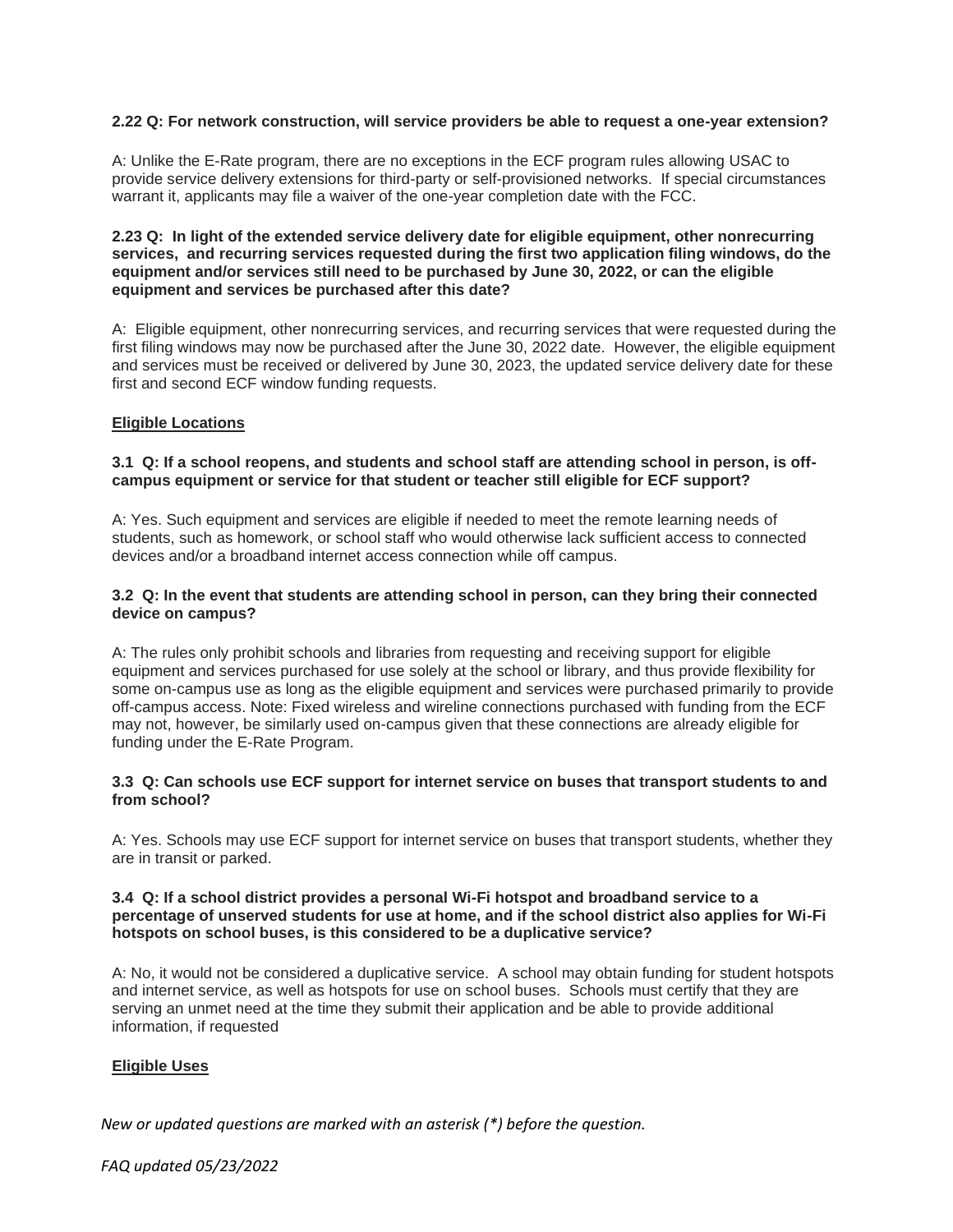**2.22 Q: For network construction, will service providers be able to request a one-year extension?**

A: Unlike the E-Rate program, there are no exceptions in the ECF program rules allowing USAC to provide service delivery extensions for third-party or self-provisioned networks. If special circumstances warrant it, applicants may file a waiver of the one-year completion date with the FCC.

**2.23 Q: In light of the extended service delivery date for eligible equipment, other nonrecurring services, and recurring services requested during the first two application filing windows, do the equipment and/or services still need to be purchased by June 30, 2022, or can the eligible equipment and services be purchased after this date?**

A: Eligible equipment, other nonrecurring services, and recurring services that were requested during the first filing windows may now be purchased after the June 30, 2022 date. However, the eligible equipment and services must be received or delivered by June 30, 2023, the updated service delivery date for these first and second ECF window funding requests.

## Eligible Locations

**3.1 Q: If a school reopens, and students and school staff are attending school in person, is off-campus equipment or service for that student or teacher still eligible for ECF support?**

A: Yes. Such equipment and services are eligible if needed to meet the remote learning needs of students, such as homework, or school staff who would otherwise lack sufficient access to connected devices and/or a broadband internet access connection while off campus.

**3.2 Q: In the event that students are attending school in person, can they bring their connected device on campus?**

A: The rules only prohibit schools and libraries from requesting and receiving support for eligible equipment and services purchased for use solely at the school or library, and thus provide flexibility for some on-campus use as long as the eligible equipment and services were purchased primarily to provide off-campus access. Note: Fixed wireless and wireline connections purchased with funding from the ECF may not, however, be similarly used on-campus given that these connections are already eligible for funding under the E-Rate Program.

**3.3 Q: Can schools use ECF support for internet service on buses that transport students to and from school?**

A: Yes. Schools may use ECF support for internet service on buses that transport students, whether they are in transit or parked.

**3.4 Q: If a school district provides a personal Wi-Fi hotspot and broadband service to a percentage of unserved students for use at home, and if the school district also applies for Wi-Fi hotspots on school buses, is this considered to be a duplicative service?**

A: No, it would not be considered a duplicative service. A school may obtain funding for student hotspots and internet service, as well as hotspots for use on school buses. Schools must certify that they are serving an unmet need at the time they submit their application and be able to provide additional information, if requested

## Eligible Uses

*New or updated questions are marked with an asterisk (*) before the question.*

*FAQ updated 05/23/2022*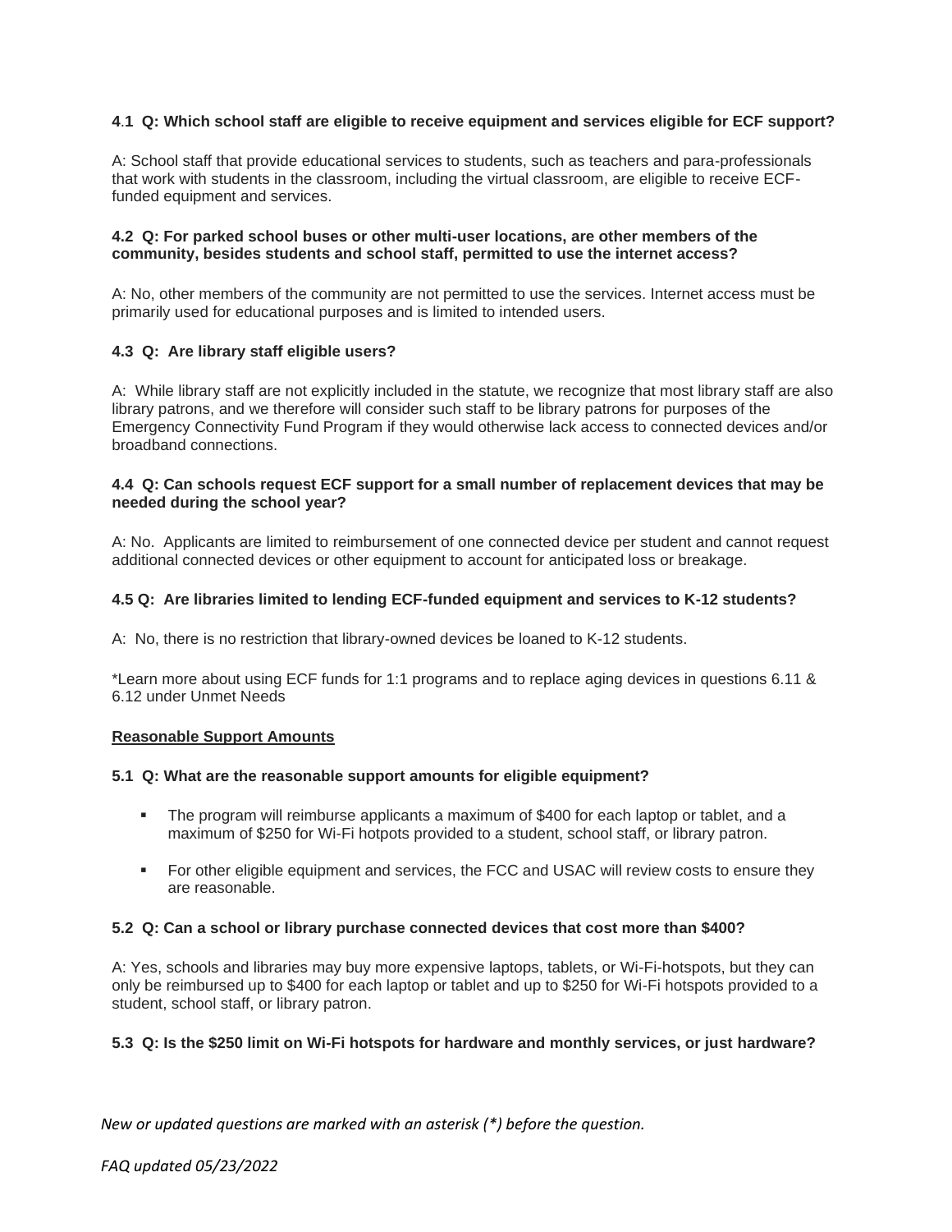**4.1 Q: Which school staff are eligible to receive equipment and services eligible for ECF support?**

A: School staff that provide educational services to students, such as teachers and para-professionals that work with students in the classroom, including the virtual classroom, are eligible to receive ECF-funded equipment and services.

**4.2 Q: For parked school buses or other multi-user locations, are other members of the community, besides students and school staff, permitted to use the internet access?**

A: No, other members of the community are not permitted to use the services. Internet access must be primarily used for educational purposes and is limited to intended users.

**4.3 Q: Are library staff eligible users?**

A: While library staff are not explicitly included in the statute, we recognize that most library staff are also library patrons, and we therefore will consider such staff to be library patrons for purposes of the Emergency Connectivity Fund Program if they would otherwise lack access to connected devices and/or broadband connections.

**4.4 Q: Can schools request ECF support for a small number of replacement devices that may be needed during the school year?**

A: No. Applicants are limited to reimbursement of one connected device per student and cannot request additional connected devices or other equipment to account for anticipated loss or breakage.

**4.5 Q: Are libraries limited to lending ECF-funded equipment and services to K-12 students?**

A: No, there is no restriction that library-owned devices be loaned to K-12 students.

*Learn more about using ECF funds for 1:1 programs and to replace aging devices in questions 6.11 & 6.12 under Unmet Needs

**Reasonable Support Amounts**

**5.1 Q: What are the reasonable support amounts for eligible equipment?**

- The program will reimburse applicants a maximum of $400 for each laptop or tablet, and a maximum of $250 for Wi-Fi hotpots provided to a student, school staff, or library patron.
- For other eligible equipment and services, the FCC and USAC will review costs to ensure they are reasonable.

**5.2 Q: Can a school or library purchase connected devices that cost more than $400?**

A: Yes, schools and libraries may buy more expensive laptops, tablets, or Wi-Fi-hotspots, but they can only be reimbursed up to $400 for each laptop or tablet and up to $250 for Wi-Fi hotspots provided to a student, school staff, or library patron.

**5.3 Q: Is the $250 limit on Wi-Fi hotspots for hardware and monthly services, or just hardware?**

*New or updated questions are marked with an asterisk (*) before the question.*

*FAQ updated 05/23/2022*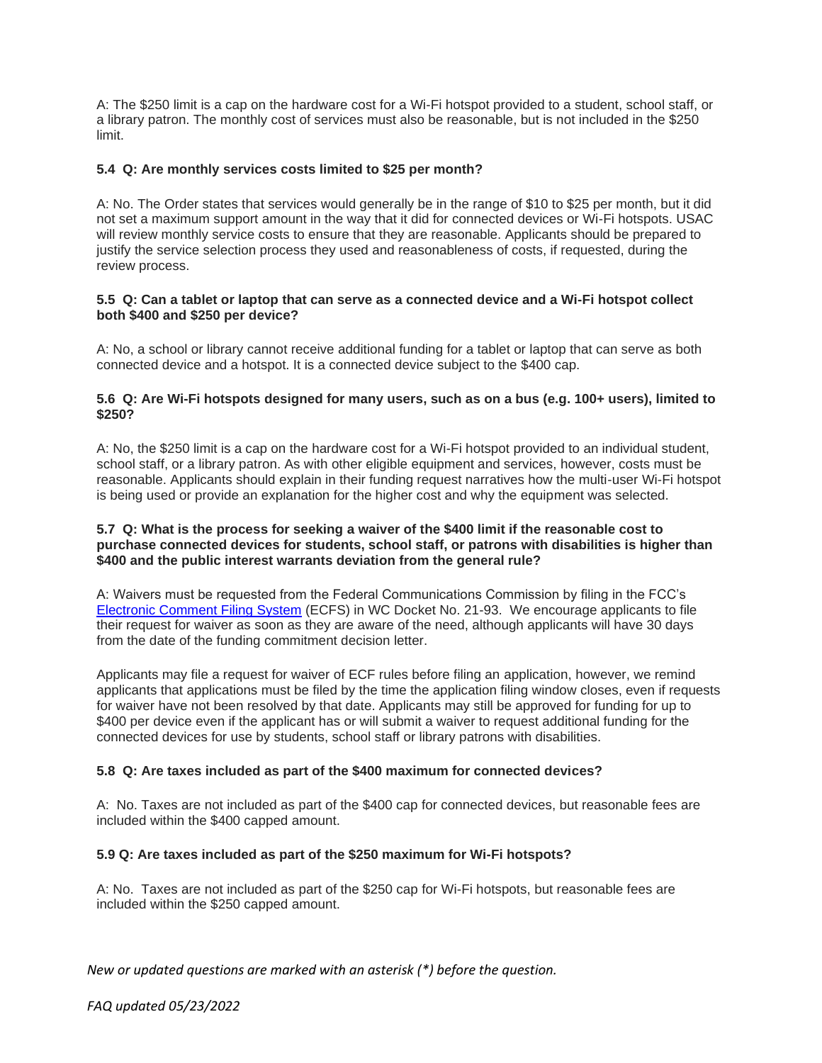A: The $250 limit is a cap on the hardware cost for a Wi-Fi hotspot provided to a student, school staff, or a library patron. The monthly cost of services must also be reasonable, but is not included in the $250 limit.

**5.4 Q: Are monthly services costs limited to $25 per month?**

A: No. The Order states that services would generally be in the range of $10 to $25 per month, but it did not set a maximum support amount in the way that it did for connected devices or Wi-Fi hotspots. USAC will review monthly service costs to ensure that they are reasonable. Applicants should be prepared to justify the service selection process they used and reasonableness of costs, if requested, during the review process.

**5.5 Q: Can a tablet or laptop that can serve as a connected device and a Wi-Fi hotspot collect both $400 and $250 per device?**

A: No, a school or library cannot receive additional funding for a tablet or laptop that can serve as both connected device and a hotspot. It is a connected device subject to the $400 cap.

**5.6 Q: Are Wi-Fi hotspots designed for many users, such as on a bus (e.g. 100+ users), limited to $250?**

A: No, the $250 limit is a cap on the hardware cost for a Wi-Fi hotspot provided to an individual student, school staff, or a library patron. As with other eligible equipment and services, however, costs must be reasonable. Applicants should explain in their funding request narratives how the multi-user Wi-Fi hotspot is being used or provide an explanation for the higher cost and why the equipment was selected.

**5.7 Q: What is the process for seeking a waiver of the $400 limit if the reasonable cost to purchase connected devices for students, school staff, or patrons with disabilities is higher than $400 and the public interest warrants deviation from the general rule?**

A: Waivers must be requested from the Federal Communications Commission by filing in the FCC's Electronic Comment Filing System (ECFS) in WC Docket No. 21-93. We encourage applicants to file their request for waiver as soon as they are aware of the need, although applicants will have 30 days from the date of the funding commitment decision letter.

Applicants may file a request for waiver of ECF rules before filing an application, however, we remind applicants that applications must be filed by the time the application filing window closes, even if requests for waiver have not been resolved by that date. Applicants may still be approved for funding for up to $400 per device even if the applicant has or will submit a waiver to request additional funding for the connected devices for use by students, school staff or library patrons with disabilities.

**5.8 Q: Are taxes included as part of the $400 maximum for connected devices?**

A: No. Taxes are not included as part of the $400 cap for connected devices, but reasonable fees are included within the $400 capped amount.

**5.9 Q: Are taxes included as part of the $250 maximum for Wi-Fi hotspots?**

A: No. Taxes are not included as part of the $250 cap for Wi-Fi hotspots, but reasonable fees are included within the $250 capped amount.

*New or updated questions are marked with an asterisk (*) before the question.*

*FAQ updated 05/23/2022*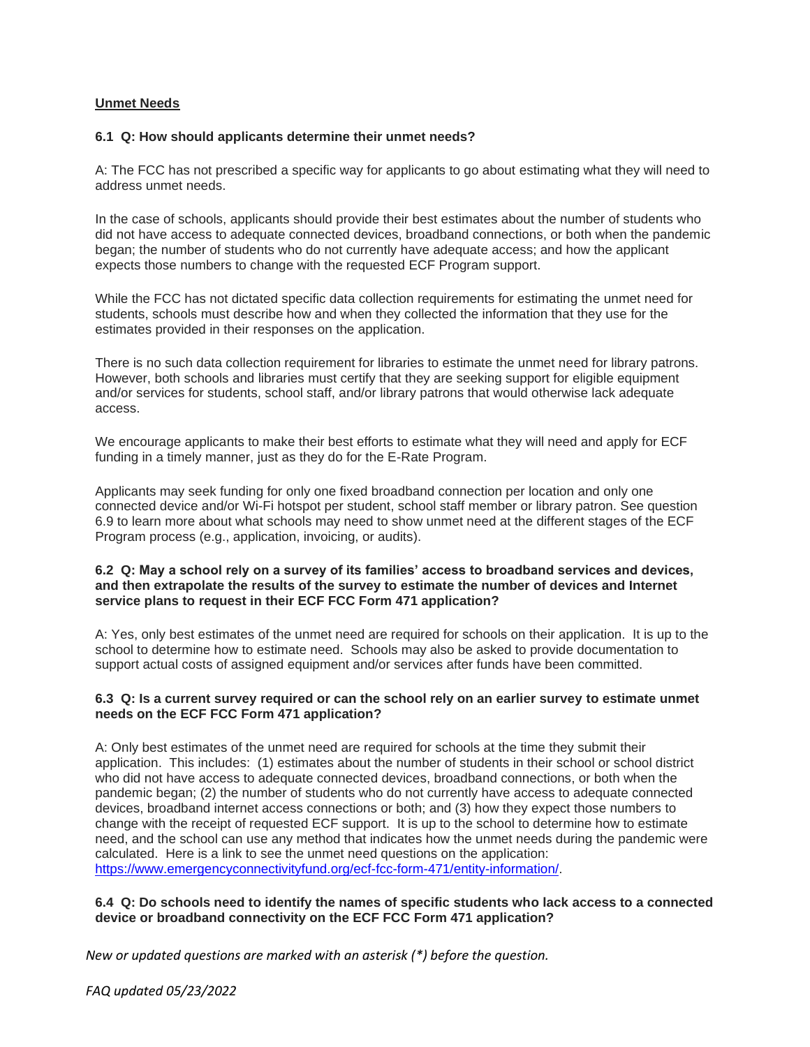## Unmet Needs

**6.1 Q: How should applicants determine their unmet needs?**

A: The FCC has not prescribed a specific way for applicants to go about estimating what they will need to address unmet needs.

In the case of schools, applicants should provide their best estimates about the number of students who did not have access to adequate connected devices, broadband connections, or both when the pandemic began; the number of students who do not currently have adequate access; and how the applicant expects those numbers to change with the requested ECF Program support.

While the FCC has not dictated specific data collection requirements for estimating the unmet need for students, schools must describe how and when they collected the information that they use for the estimates provided in their responses on the application.

There is no such data collection requirement for libraries to estimate the unmet need for library patrons. However, both schools and libraries must certify that they are seeking support for eligible equipment and/or services for students, school staff, and/or library patrons that would otherwise lack adequate access.

We encourage applicants to make their best efforts to estimate what they will need and apply for ECF funding in a timely manner, just as they do for the E-Rate Program.

Applicants may seek funding for only one fixed broadband connection per location and only one connected device and/or Wi-Fi hotspot per student, school staff member or library patron. See question 6.9 to learn more about what schools may need to show unmet need at the different stages of the ECF Program process (e.g., application, invoicing, or audits).

**6.2 Q: May a school rely on a survey of its families' access to broadband services and devices, and then extrapolate the results of the survey to estimate the number of devices and Internet service plans to request in their ECF FCC Form 471 application?**

A: Yes, only best estimates of the unmet need are required for schools on their application. It is up to the school to determine how to estimate need. Schools may also be asked to provide documentation to support actual costs of assigned equipment and/or services after funds have been committed.

**6.3 Q: Is a current survey required or can the school rely on an earlier survey to estimate unmet needs on the ECF FCC Form 471 application?**

A: Only best estimates of the unmet need are required for schools at the time they submit their application. This includes: (1) estimates about the number of students in their school or school district who did not have access to adequate connected devices, broadband connections, or both when the pandemic began; (2) the number of students who do not currently have access to adequate connected devices, broadband internet access connections or both; and (3) how they expect those numbers to change with the receipt of requested ECF support. It is up to the school to determine how to estimate need, and the school can use any method that indicates how the unmet needs during the pandemic were calculated. Here is a link to see the unmet need questions on the application: [https://www.emergencyconnectivityfund.org/ecf-fcc-form-471/entity-information/](https://www.emergencyconnectivityfund.org/ecf-fcc-form-471/entity-information/).

**6.4 Q: Do schools need to identify the names of specific students who lack access to a connected device or broadband connectivity on the ECF FCC Form 471 application?**

*New or updated questions are marked with an asterisk (*) before the question.*

*FAQ updated 05/23/2022*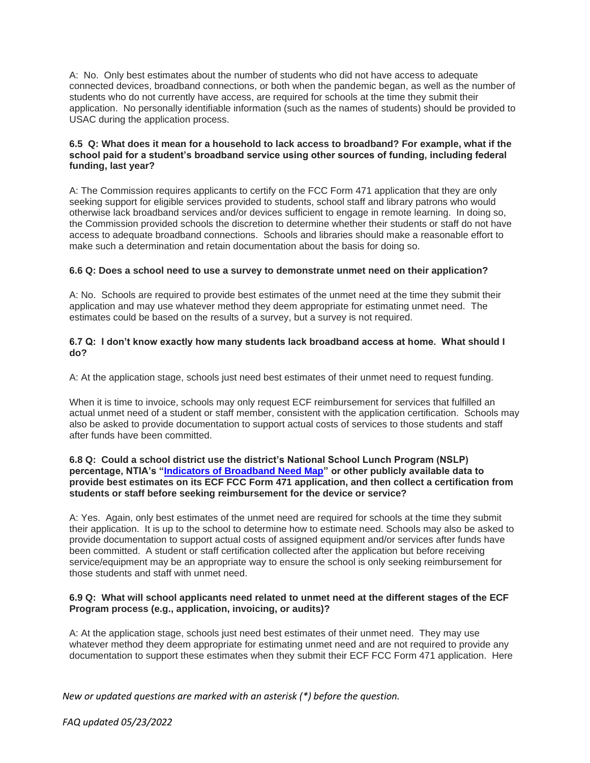A: No. Only best estimates about the number of students who did not have access to adequate connected devices, broadband connections, or both when the pandemic began, as well as the number of students who do not currently have access, are required for schools at the time they submit their application. No personally identifiable information (such as the names of students) should be provided to USAC during the application process.

**6.5 Q: What does it mean for a household to lack access to broadband? For example, what if the school paid for a student's broadband service using other sources of funding, including federal funding, last year?**

A: The Commission requires applicants to certify on the FCC Form 471 application that they are only seeking support for eligible services provided to students, school staff and library patrons who would otherwise lack broadband services and/or devices sufficient to engage in remote learning. In doing so, the Commission provided schools the discretion to determine whether their students or staff do not have access to adequate broadband connections. Schools and libraries should make a reasonable effort to make such a determination and retain documentation about the basis for doing so.

**6.6 Q: Does a school need to use a survey to demonstrate unmet need on their application?**

A: No. Schools are required to provide best estimates of the unmet need at the time they submit their application and may use whatever method they deem appropriate for estimating unmet need. The estimates could be based on the results of a survey, but a survey is not required.

**6.7 Q: I don't know exactly how many students lack broadband access at home. What should I do?**

A: At the application stage, schools just need best estimates of their unmet need to request funding.

When it is time to invoice, schools may only request ECF reimbursement for services that fulfilled an actual unmet need of a student or staff member, consistent with the application certification. Schools may also be asked to provide documentation to support actual costs of services to those students and staff after funds have been committed.

**6.8 Q: Could a school district use the district's National School Lunch Program (NSLP) percentage, NTIA's "Indicators of Broadband Need Map" or other publicly available data to provide best estimates on its ECF FCC Form 471 application, and then collect a certification from students or staff before seeking reimbursement for the device or service?**

A: Yes. Again, only best estimates of the unmet need are required for schools at the time they submit their application. It is up to the school to determine how to estimate need. Schools may also be asked to provide documentation to support actual costs of assigned equipment and/or services after funds have been committed. A student or staff certification collected after the application but before receiving service/equipment may be an appropriate way to ensure the school is only seeking reimbursement for those students and staff with unmet need.

**6.9 Q: What will school applicants need related to unmet need at the different stages of the ECF Program process (e.g., application, invoicing, or audits)?**

A: At the application stage, schools just need best estimates of their unmet need. They may use whatever method they deem appropriate for estimating unmet need and are not required to provide any documentation to support these estimates when they submit their ECF FCC Form 471 application. Here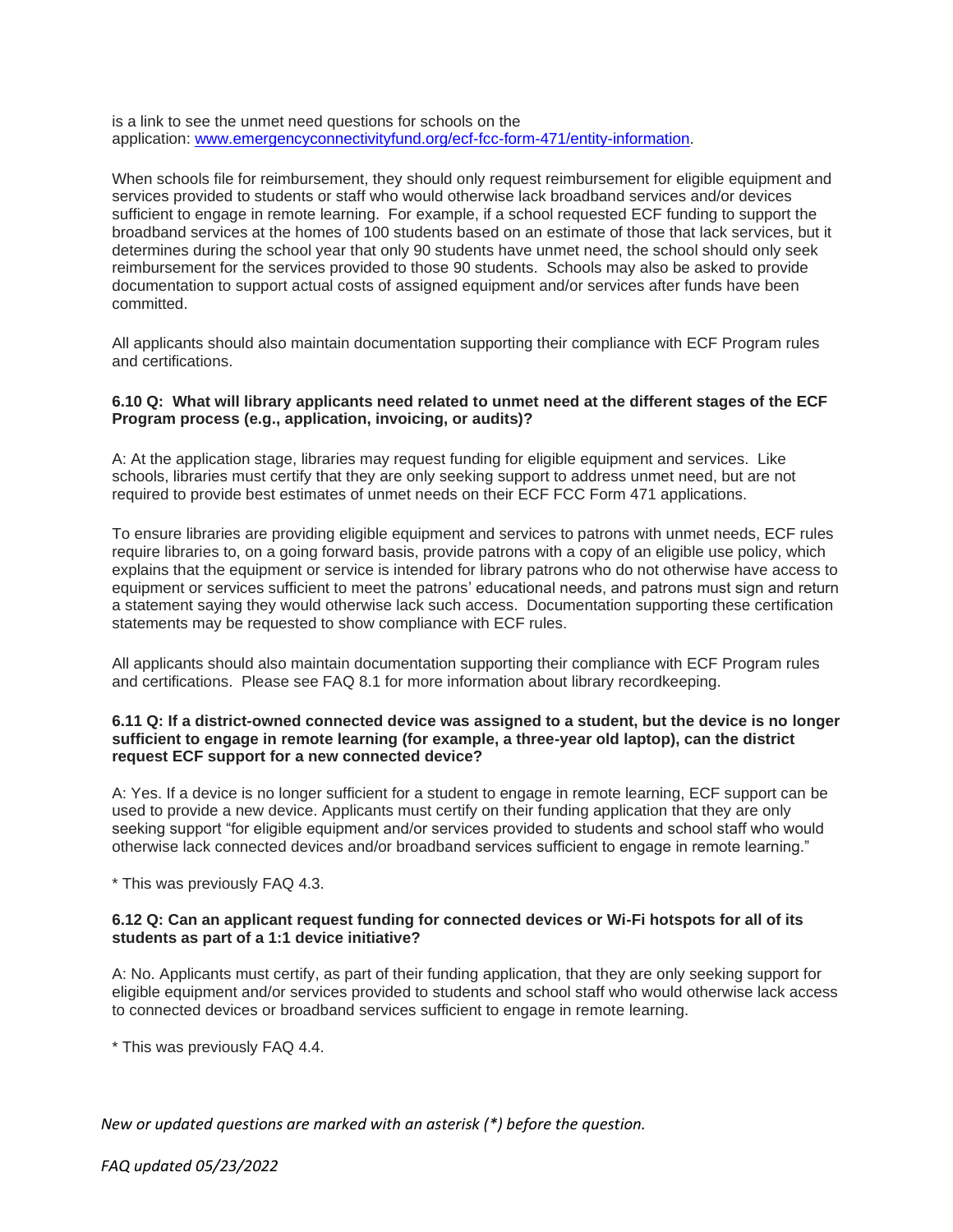is a link to see the unmet need questions for schools on the application: [www.emergencyconnectivityfund.org/ecf-fcc-form-471/entity-information](www.emergencyconnectivityfund.org/ecf-fcc-form-471/entity-information).

When schools file for reimbursement, they should only request reimbursement for eligible equipment and services provided to students or staff who would otherwise lack broadband services and/or devices sufficient to engage in remote learning. For example, if a school requested ECF funding to support the broadband services at the homes of 100 students based on an estimate of those that lack services, but it determines during the school year that only 90 students have unmet need, the school should only seek reimbursement for the services provided to those 90 students. Schools may also be asked to provide documentation to support actual costs of assigned equipment and/or services after funds have been committed.

All applicants should also maintain documentation supporting their compliance with ECF Program rules and certifications.

**6.10 Q: What will library applicants need related to unmet need at the different stages of the ECF Program process (e.g., application, invoicing, or audits)?**

A: At the application stage, libraries may request funding for eligible equipment and services. Like schools, libraries must certify that they are only seeking support to address unmet need, but are not required to provide best estimates of unmet needs on their ECF FCC Form 471 applications.

To ensure libraries are providing eligible equipment and services to patrons with unmet needs, ECF rules require libraries to, on a going forward basis, provide patrons with a copy of an eligible use policy, which explains that the equipment or service is intended for library patrons who do not otherwise have access to equipment or services sufficient to meet the patrons' educational needs, and patrons must sign and return a statement saying they would otherwise lack such access. Documentation supporting these certification statements may be requested to show compliance with ECF rules.

All applicants should also maintain documentation supporting their compliance with ECF Program rules and certifications. Please see FAQ 8.1 for more information about library recordkeeping.

**6.11 Q: If a district-owned connected device was assigned to a student, but the device is no longer sufficient to engage in remote learning (for example, a three-year old laptop), can the district request ECF support for a new connected device?**

A: Yes. If a device is no longer sufficient for a student to engage in remote learning, ECF support can be used to provide a new device. Applicants must certify on their funding application that they are only seeking support "for eligible equipment and/or services provided to students and school staff who would otherwise lack connected devices and/or broadband services sufficient to engage in remote learning."

* This was previously FAQ 4.3.

**6.12 Q: Can an applicant request funding for connected devices or Wi-Fi hotspots for all of its students as part of a 1:1 device initiative?**

A: No. Applicants must certify, as part of their funding application, that they are only seeking support for eligible equipment and/or services provided to students and school staff who would otherwise lack access to connected devices or broadband services sufficient to engage in remote learning.

* This was previously FAQ 4.4.

*New or updated questions are marked with an asterisk (*) before the question.*

*FAQ updated 05/23/2022*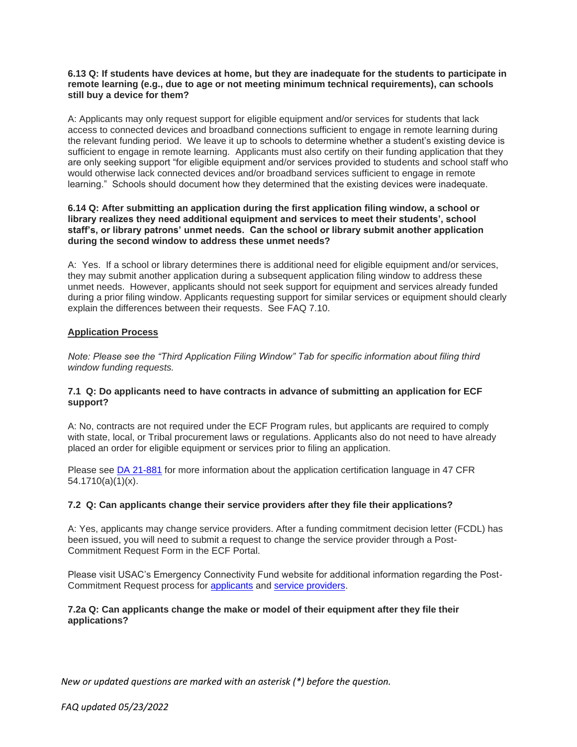**6.13 Q: If students have devices at home, but they are inadequate for the students to participate in remote learning (e.g., due to age or not meeting minimum technical requirements), can schools still buy a device for them?**

A: Applicants may only request support for eligible equipment and/or services for students that lack access to connected devices and broadband connections sufficient to engage in remote learning during the relevant funding period. We leave it up to schools to determine whether a student's existing device is sufficient to engage in remote learning. Applicants must also certify on their funding application that they are only seeking support "for eligible equipment and/or services provided to students and school staff who would otherwise lack connected devices and/or broadband services sufficient to engage in remote learning." Schools should document how they determined that the existing devices were inadequate.

**6.14 Q: After submitting an application during the first application filing window, a school or library realizes they need additional equipment and services to meet their students', school staff's, or library patrons' unmet needs. Can the school or library submit another application during the second window to address these unmet needs?**

A: Yes. If a school or library determines there is additional need for eligible equipment and/or services, they may submit another application during a subsequent application filing window to address these unmet needs. However, applicants should not seek support for equipment and services already funded during a prior filing window. Applicants requesting support for similar services or equipment should clearly explain the differences between their requests. See FAQ 7.10.

## Application Process

*Note: Please see the "Third Application Filing Window" Tab for specific information about filing third window funding requests.*

**7.1 Q: Do applicants need to have contracts in advance of submitting an application for ECF support?**

A: No, contracts are not required under the ECF Program rules, but applicants are required to comply with state, local, or Tribal procurement laws or regulations. Applicants also do not need to have already placed an order for eligible equipment or services prior to filing an application.

Please see DA 21-881 for more information about the application certification language in 47 CFR 54.1710(a)(1)(x).

**7.2 Q: Can applicants change their service providers after they file their applications?**

A: Yes, applicants may change service providers. After a funding commitment decision letter (FCDL) has been issued, you will need to submit a request to change the service provider through a Post-Commitment Request Form in the ECF Portal.

Please visit USAC's Emergency Connectivity Fund website for additional information regarding the Post-Commitment Request process for applicants and service providers.

**7.2a Q: Can applicants change the make or model of their equipment after they file their applications?**

*New or updated questions are marked with an asterisk (*) before the question.*

*FAQ updated 05/23/2022*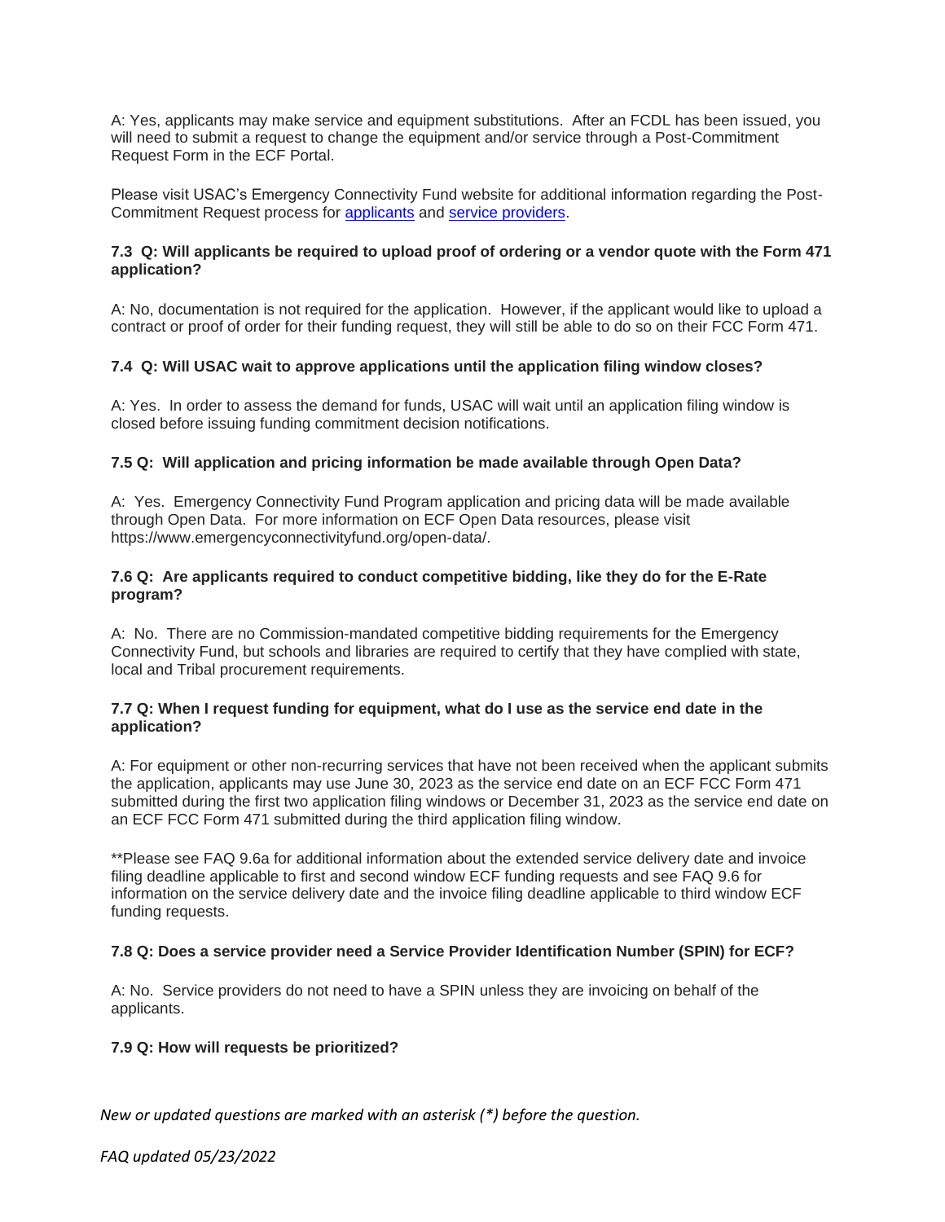A: Yes, applicants may make service and equipment substitutions. After an FCDL has been issued, you will need to submit a request to change the equipment and/or service through a Post-Commitment Request Form in the ECF Portal.

Please visit USAC's Emergency Connectivity Fund website for additional information regarding the Post-Commitment Request process for applicants and service providers.

**7.3 Q: Will applicants be required to upload proof of ordering or a vendor quote with the Form 471 application?**

A: No, documentation is not required for the application. However, if the applicant would like to upload a contract or proof of order for their funding request, they will still be able to do so on their FCC Form 471.

**7.4 Q: Will USAC wait to approve applications until the application filing window closes?**

A: Yes. In order to assess the demand for funds, USAC will wait until an application filing window is closed before issuing funding commitment decision notifications.

**7.5 Q: Will application and pricing information be made available through Open Data?**

A: Yes. Emergency Connectivity Fund Program application and pricing data will be made available through Open Data. For more information on ECF Open Data resources, please visit https://www.emergencyconnectivityfund.org/open-data/.

**7.6 Q: Are applicants required to conduct competitive bidding, like they do for the E-Rate program?**

A: No. There are no Commission-mandated competitive bidding requirements for the Emergency Connectivity Fund, but schools and libraries are required to certify that they have complied with state, local and Tribal procurement requirements.

**7.7 Q: When I request funding for equipment, what do I use as the service end date in the application?**

A: For equipment or other non-recurring services that have not been received when the applicant submits the application, applicants may use June 30, 2023 as the service end date on an ECF FCC Form 471 submitted during the first two application filing windows or December 31, 2023 as the service end date on an ECF FCC Form 471 submitted during the third application filing window.

**Please see FAQ 9.6a for additional information about the extended service delivery date and invoice filing deadline applicable to first and second window ECF funding requests and see FAQ 9.6 for information on the service delivery date and the invoice filing deadline applicable to third window ECF funding requests.

**7.8 Q: Does a service provider need a Service Provider Identification Number (SPIN) for ECF?**

A: No. Service providers do not need to have a SPIN unless they are invoicing on behalf of the applicants.

**7.9 Q: How will requests be prioritized?**

*New or updated questions are marked with an asterisk (*) before the question.*

*FAQ updated 05/23/2022*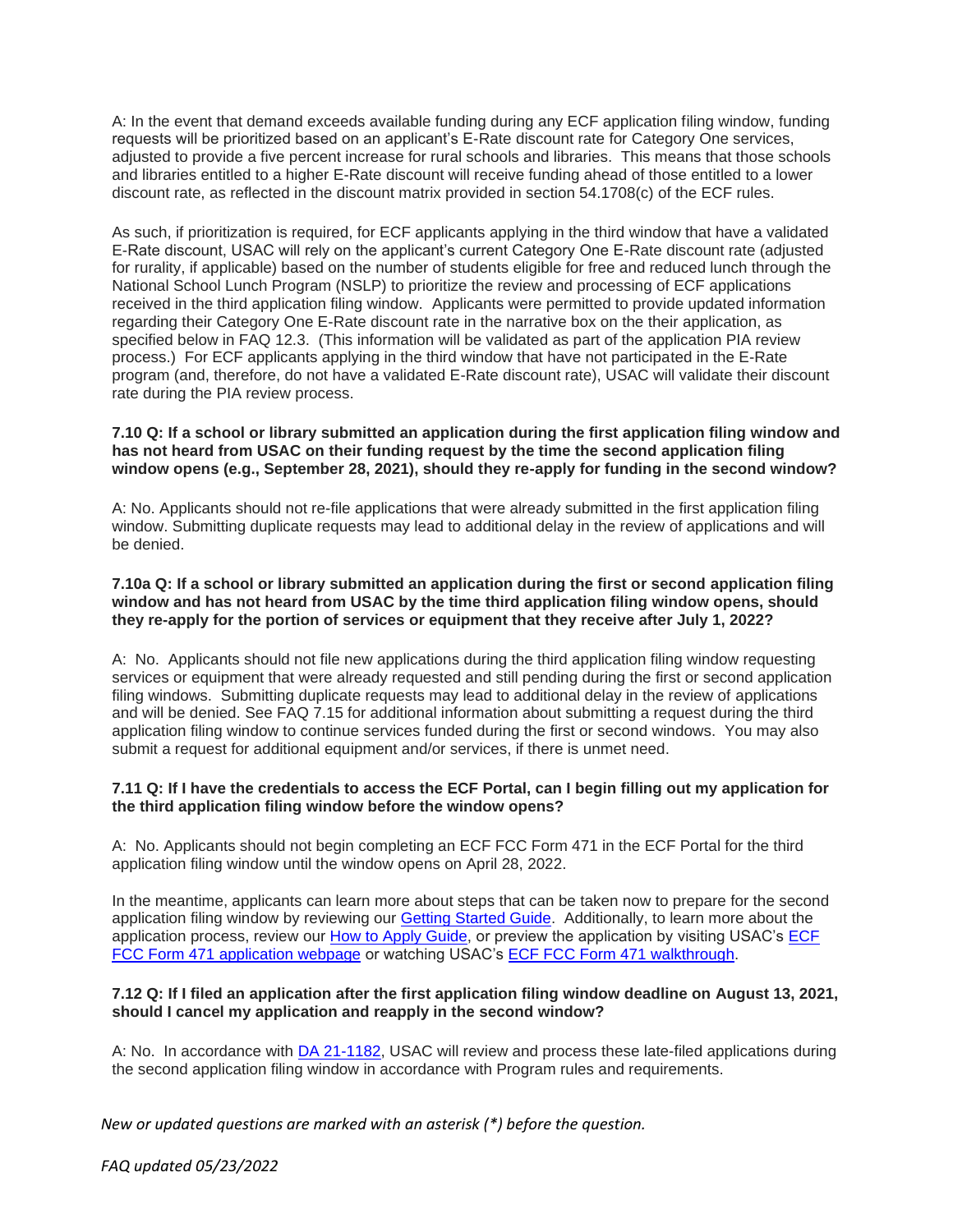A: In the event that demand exceeds available funding during any ECF application filing window, funding requests will be prioritized based on an applicant's E-Rate discount rate for Category One services, adjusted to provide a five percent increase for rural schools and libraries. This means that those schools and libraries entitled to a higher E-Rate discount will receive funding ahead of those entitled to a lower discount rate, as reflected in the discount matrix provided in section 54.1708(c) of the ECF rules.

As such, if prioritization is required, for ECF applicants applying in the third window that have a validated E-Rate discount, USAC will rely on the applicant's current Category One E-Rate discount rate (adjusted for rurality, if applicable) based on the number of students eligible for free and reduced lunch through the National School Lunch Program (NSLP) to prioritize the review and processing of ECF applications received in the third application filing window. Applicants were permitted to provide updated information regarding their Category One E-Rate discount rate in the narrative box on the their application, as specified below in FAQ 12.3. (This information will be validated as part of the application PIA review process.) For ECF applicants applying in the third window that have not participated in the E-Rate program (and, therefore, do not have a validated E-Rate discount rate), USAC will validate their discount rate during the PIA review process.

**7.10 Q: If a school or library submitted an application during the first application filing window and has not heard from USAC on their funding request by the time the second application filing window opens (e.g., September 28, 2021), should they re-apply for funding in the second window?**

A: No. Applicants should not re-file applications that were already submitted in the first application filing window. Submitting duplicate requests may lead to additional delay in the review of applications and will be denied.

**7.10a Q: If a school or library submitted an application during the first or second application filing window and has not heard from USAC by the time third application filing window opens, should they re-apply for the portion of services or equipment that they receive after July 1, 2022?**

A: No. Applicants should not file new applications during the third application filing window requesting services or equipment that were already requested and still pending during the first or second application filing windows. Submitting duplicate requests may lead to additional delay in the review of applications and will be denied. See FAQ 7.15 for additional information about submitting a request during the third application filing window to continue services funded during the first or second windows. You may also submit a request for additional equipment and/or services, if there is unmet need.

**7.11 Q: If I have the credentials to access the ECF Portal, can I begin filling out my application for the third application filing window before the window opens?**

A: No. Applicants should not begin completing an ECF FCC Form 471 in the ECF Portal for the third application filing window until the window opens on April 28, 2022.

In the meantime, applicants can learn more about steps that can be taken now to prepare for the second application filing window by reviewing our Getting Started Guide. Additionally, to learn more about the application process, review our How to Apply Guide, or preview the application by visiting USAC's ECF FCC Form 471 application webpage or watching USAC's ECF FCC Form 471 walkthrough.

**7.12 Q: If I filed an application after the first application filing window deadline on August 13, 2021, should I cancel my application and reapply in the second window?**

A: No. In accordance with DA 21-1182, USAC will review and process these late-filed applications during the second application filing window in accordance with Program rules and requirements.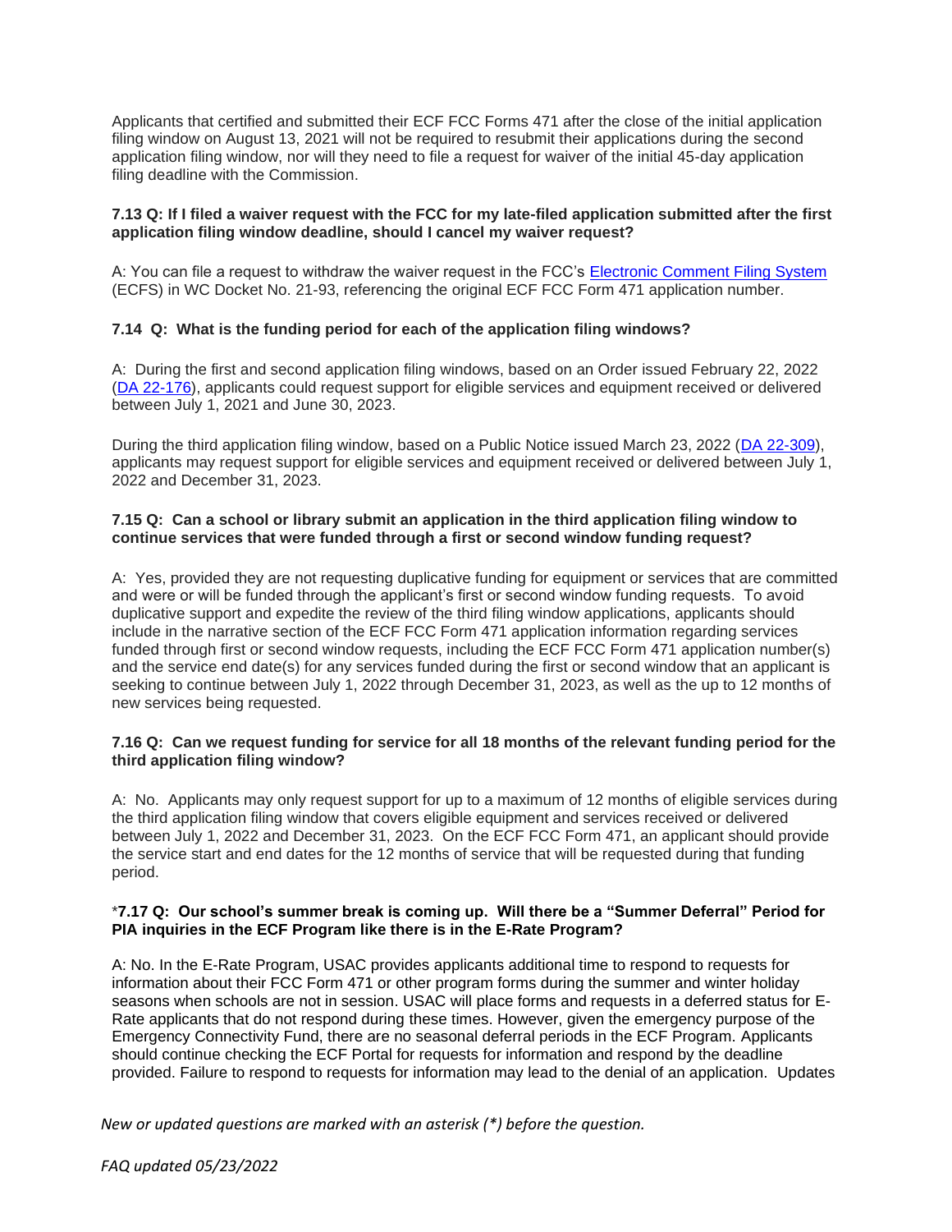Applicants that certified and submitted their ECF FCC Forms 471 after the close of the initial application filing window on August 13, 2021 will not be required to resubmit their applications during the second application filing window, nor will they need to file a request for waiver of the initial 45-day application filing deadline with the Commission.

**7.13 Q: If I filed a waiver request with the FCC for my late-filed application submitted after the first application filing window deadline, should I cancel my waiver request?**

A: You can file a request to withdraw the waiver request in the FCC's [Electronic Comment Filing System](#) (ECFS) in WC Docket No. 21-93, referencing the original ECF FCC Form 471 application number.

**7.14 Q: What is the funding period for each of the application filing windows?**

A: During the first and second application filing windows, based on an Order issued February 22, 2022 ([DA 22-176](#)), applicants could request support for eligible services and equipment received or delivered between July 1, 2021 and June 30, 2023.

During the third application filing window, based on a Public Notice issued March 23, 2022 ([DA 22-309](#)), applicants may request support for eligible services and equipment received or delivered between July 1, 2022 and December 31, 2023.

**7.15 Q: Can a school or library submit an application in the third application filing window to continue services that were funded through a first or second window funding request?**

A: Yes, provided they are not requesting duplicative funding for equipment or services that are committed and were or will be funded through the applicant's first or second window funding requests. To avoid duplicative support and expedite the review of the third filing window applications, applicants should include in the narrative section of the ECF FCC Form 471 application information regarding services funded through first or second window requests, including the ECF FCC Form 471 application number(s) and the service end date(s) for any services funded during the first or second window that an applicant is seeking to continue between July 1, 2022 through December 31, 2023, as well as the up to 12 months of new services being requested.

**7.16 Q: Can we request funding for service for all 18 months of the relevant funding period for the third application filing window?**

A: No. Applicants may only request support for up to a maximum of 12 months of eligible services during the third application filing window that covers eligible equipment and services received or delivered between July 1, 2022 and December 31, 2023. On the ECF FCC Form 471, an applicant should provide the service start and end dates for the 12 months of service that will be requested during that funding period.

*__7.17 Q: Our school's summer break is coming up. Will there be a "Summer Deferral" Period for PIA inquiries in the ECF Program like there is in the E-Rate Program?__

A: No. In the E-Rate Program, USAC provides applicants additional time to respond to requests for information about their FCC Form 471 or other program forms during the summer and winter holiday seasons when schools are not in session. USAC will place forms and requests in a deferred status for E-Rate applicants that do not respond during these times. However, given the emergency purpose of the Emergency Connectivity Fund, there are no seasonal deferral periods in the ECF Program. Applicants should continue checking the ECF Portal for requests for information and respond by the deadline provided. Failure to respond to requests for information may lead to the denial of an application. Updates

*New or updated questions are marked with an asterisk (*) before the question.*

*FAQ updated 05/23/2022*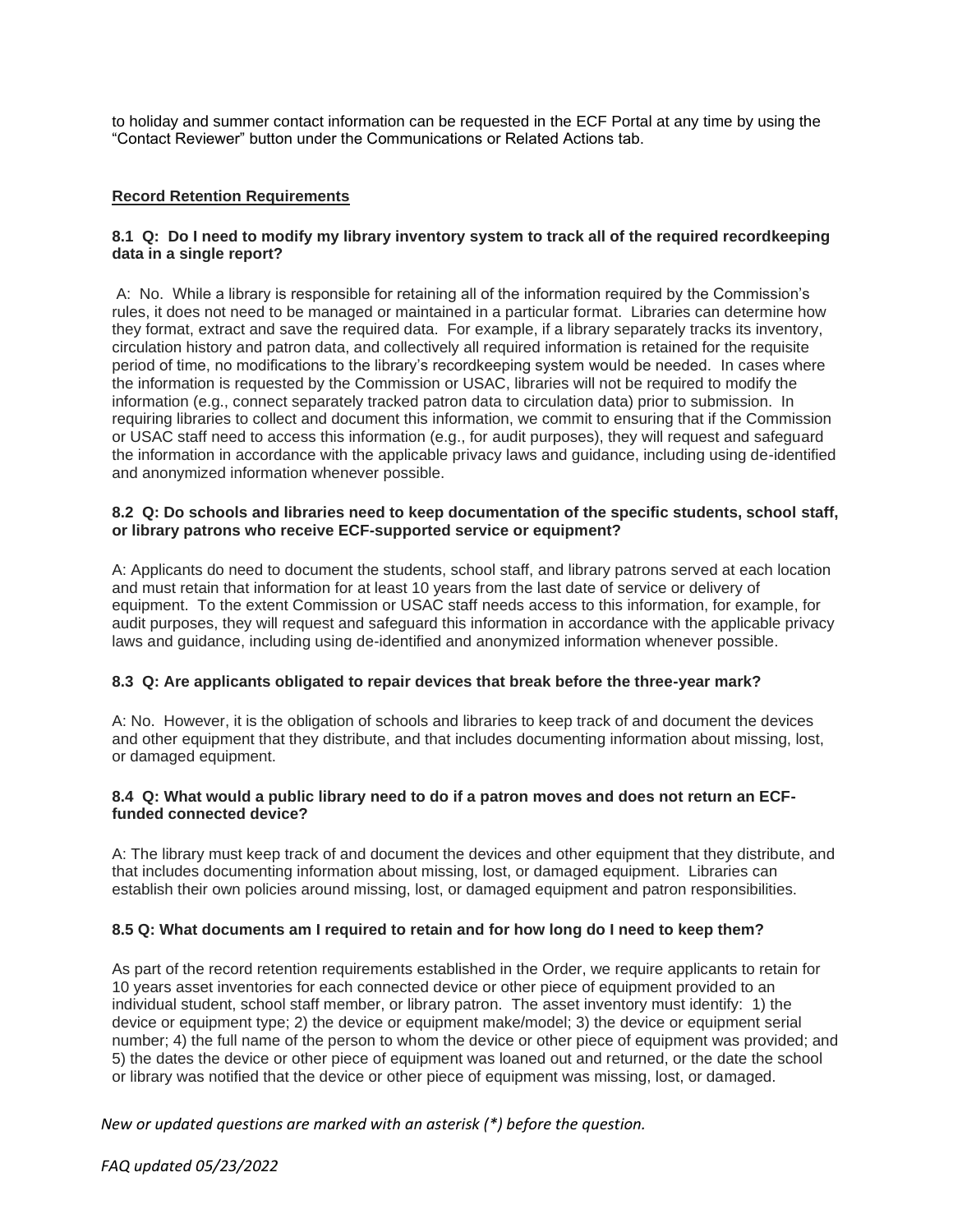to holiday and summer contact information can be requested in the ECF Portal at any time by using the "Contact Reviewer" button under the Communications or Related Actions tab.

## Record Retention Requirements

**8.1 Q: Do I need to modify my library inventory system to track all of the required recordkeeping data in a single report?**

A: No. While a library is responsible for retaining all of the information required by the Commission's rules, it does not need to be managed or maintained in a particular format. Libraries can determine how they format, extract and save the required data. For example, if a library separately tracks its inventory, circulation history and patron data, and collectively all required information is retained for the requisite period of time, no modifications to the library's recordkeeping system would be needed. In cases where the information is requested by the Commission or USAC, libraries will not be required to modify the information (e.g., connect separately tracked patron data to circulation data) prior to submission. In requiring libraries to collect and document this information, we commit to ensuring that if the Commission or USAC staff need to access this information (e.g., for audit purposes), they will request and safeguard the information in accordance with the applicable privacy laws and guidance, including using de-identified and anonymized information whenever possible.

**8.2 Q: Do schools and libraries need to keep documentation of the specific students, school staff, or library patrons who receive ECF-supported service or equipment?**

A: Applicants do need to document the students, school staff, and library patrons served at each location and must retain that information for at least 10 years from the last date of service or delivery of equipment. To the extent Commission or USAC staff needs access to this information, for example, for audit purposes, they will request and safeguard this information in accordance with the applicable privacy laws and guidance, including using de-identified and anonymized information whenever possible.

**8.3 Q: Are applicants obligated to repair devices that break before the three-year mark?**

A: No. However, it is the obligation of schools and libraries to keep track of and document the devices and other equipment that they distribute, and that includes documenting information about missing, lost, or damaged equipment.

**8.4 Q: What would a public library need to do if a patron moves and does not return an ECF-funded connected device?**

A: The library must keep track of and document the devices and other equipment that they distribute, and that includes documenting information about missing, lost, or damaged equipment. Libraries can establish their own policies around missing, lost, or damaged equipment and patron responsibilities.

**8.5 Q: What documents am I required to retain and for how long do I need to keep them?**

As part of the record retention requirements established in the Order, we require applicants to retain for 10 years asset inventories for each connected device or other piece of equipment provided to an individual student, school staff member, or library patron. The asset inventory must identify: 1) the device or equipment type; 2) the device or equipment make/model; 3) the device or equipment serial number; 4) the full name of the person to whom the device or other piece of equipment was provided; and 5) the dates the device or other piece of equipment was loaned out and returned, or the date the school or library was notified that the device or other piece of equipment was missing, lost, or damaged.

*New or updated questions are marked with an asterisk (*) before the question.*

*FAQ updated 05/23/2022*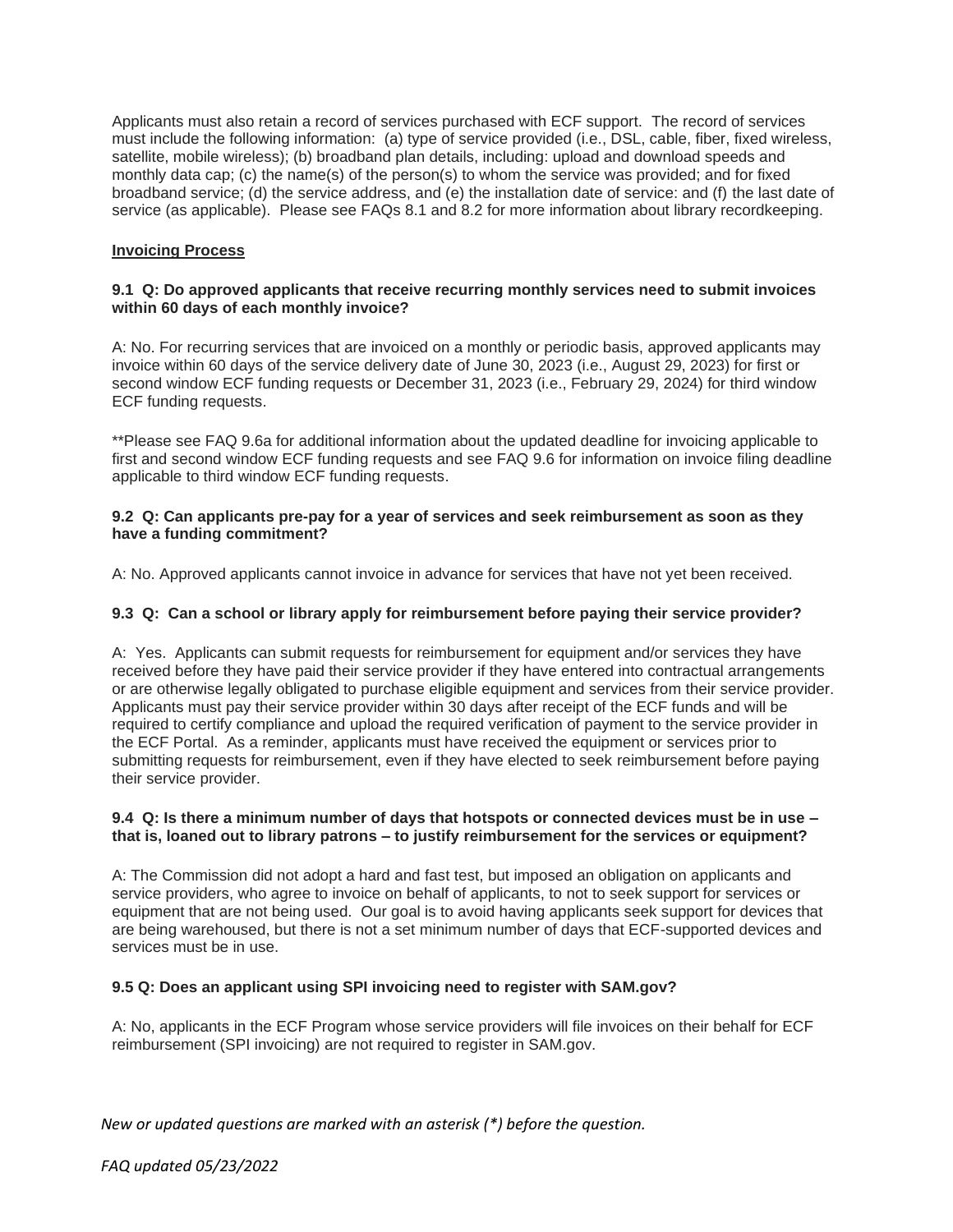Applicants must also retain a record of services purchased with ECF support. The record of services must include the following information: (a) type of service provided (i.e., DSL, cable, fiber, fixed wireless, satellite, mobile wireless); (b) broadband plan details, including: upload and download speeds and monthly data cap; (c) the name(s) of the person(s) to whom the service was provided; and for fixed broadband service; (d) the service address, and (e) the installation date of service: and (f) the last date of service (as applicable). Please see FAQs 8.1 and 8.2 for more information about library recordkeeping.

**Invoicing Process**

**9.1 Q: Do approved applicants that receive recurring monthly services need to submit invoices within 60 days of each monthly invoice?**

A: No. For recurring services that are invoiced on a monthly or periodic basis, approved applicants may invoice within 60 days of the service delivery date of June 30, 2023 (i.e., August 29, 2023) for first or second window ECF funding requests or December 31, 2023 (i.e., February 29, 2024) for third window ECF funding requests.

**Please see FAQ 9.6a for additional information about the updated deadline for invoicing applicable to first and second window ECF funding requests and see FAQ 9.6 for information on invoice filing deadline applicable to third window ECF funding requests.

**9.2 Q: Can applicants pre-pay for a year of services and seek reimbursement as soon as they have a funding commitment?**

A: No. Approved applicants cannot invoice in advance for services that have not yet been received.

**9.3 Q: Can a school or library apply for reimbursement before paying their service provider?**

A: Yes. Applicants can submit requests for reimbursement for equipment and/or services they have received before they have paid their service provider if they have entered into contractual arrangements or are otherwise legally obligated to purchase eligible equipment and services from their service provider. Applicants must pay their service provider within 30 days after receipt of the ECF funds and will be required to certify compliance and upload the required verification of payment to the service provider in the ECF Portal. As a reminder, applicants must have received the equipment or services prior to submitting requests for reimbursement, even if they have elected to seek reimbursement before paying their service provider.

**9.4 Q: Is there a minimum number of days that hotspots or connected devices must be in use – that is, loaned out to library patrons – to justify reimbursement for the services or equipment?**

A: The Commission did not adopt a hard and fast test, but imposed an obligation on applicants and service providers, who agree to invoice on behalf of applicants, to not to seek support for services or equipment that are not being used. Our goal is to avoid having applicants seek support for devices that are being warehoused, but there is not a set minimum number of days that ECF-supported devices and services must be in use.

**9.5 Q: Does an applicant using SPI invoicing need to register with SAM.gov?**

A: No, applicants in the ECF Program whose service providers will file invoices on their behalf for ECF reimbursement (SPI invoicing) are not required to register in SAM.gov.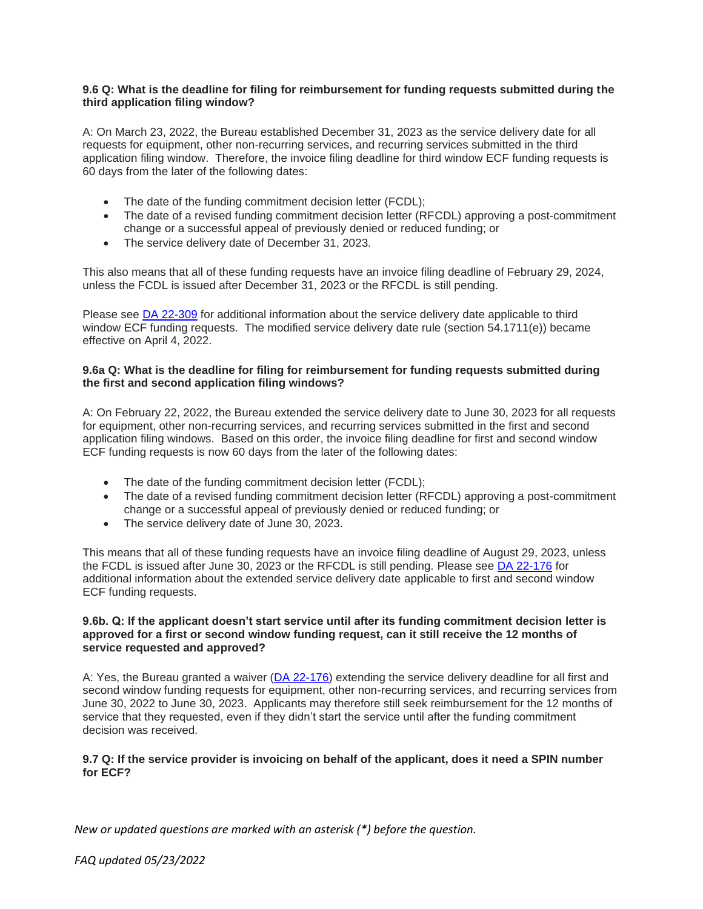**9.6 Q: What is the deadline for filing for reimbursement for funding requests submitted during the third application filing window?**

A: On March 23, 2022, the Bureau established December 31, 2023 as the service delivery date for all requests for equipment, other non-recurring services, and recurring services submitted in the third application filing window. Therefore, the invoice filing deadline for third window ECF funding requests is 60 days from the later of the following dates:

- The date of the funding commitment decision letter (FCDL);
- The date of a revised funding commitment decision letter (RFCDL) approving a post-commitment change or a successful appeal of previously denied or reduced funding; or
- The service delivery date of December 31, 2023.

This also means that all of these funding requests have an invoice filing deadline of February 29, 2024, unless the FCDL is issued after December 31, 2023 or the RFCDL is still pending.

Please see DA 22-309 for additional information about the service delivery date applicable to third window ECF funding requests. The modified service delivery date rule (section 54.1711(e)) became effective on April 4, 2022.

**9.6a Q: What is the deadline for filing for reimbursement for funding requests submitted during the first and second application filing windows?**

A: On February 22, 2022, the Bureau extended the service delivery date to June 30, 2023 for all requests for equipment, other non-recurring services, and recurring services submitted in the first and second application filing windows. Based on this order, the invoice filing deadline for first and second window ECF funding requests is now 60 days from the later of the following dates:

- The date of the funding commitment decision letter (FCDL);
- The date of a revised funding commitment decision letter (RFCDL) approving a post-commitment change or a successful appeal of previously denied or reduced funding; or
- The service delivery date of June 30, 2023.

This means that all of these funding requests have an invoice filing deadline of August 29, 2023, unless the FCDL is issued after June 30, 2023 or the RFCDL is still pending. Please see DA 22-176 for additional information about the extended service delivery date applicable to first and second window ECF funding requests.

**9.6b. Q: If the applicant doesn't start service until after its funding commitment decision letter is approved for a first or second window funding request, can it still receive the 12 months of service requested and approved?**

A: Yes, the Bureau granted a waiver (DA 22-176) extending the service delivery deadline for all first and second window funding requests for equipment, other non-recurring services, and recurring services from June 30, 2022 to June 30, 2023. Applicants may therefore still seek reimbursement for the 12 months of service that they requested, even if they didn't start the service until after the funding commitment decision was received.

**9.7 Q: If the service provider is invoicing on behalf of the applicant, does it need a SPIN number for ECF?**

*New or updated questions are marked with an asterisk (*) before the question.*

*FAQ updated 05/23/2022*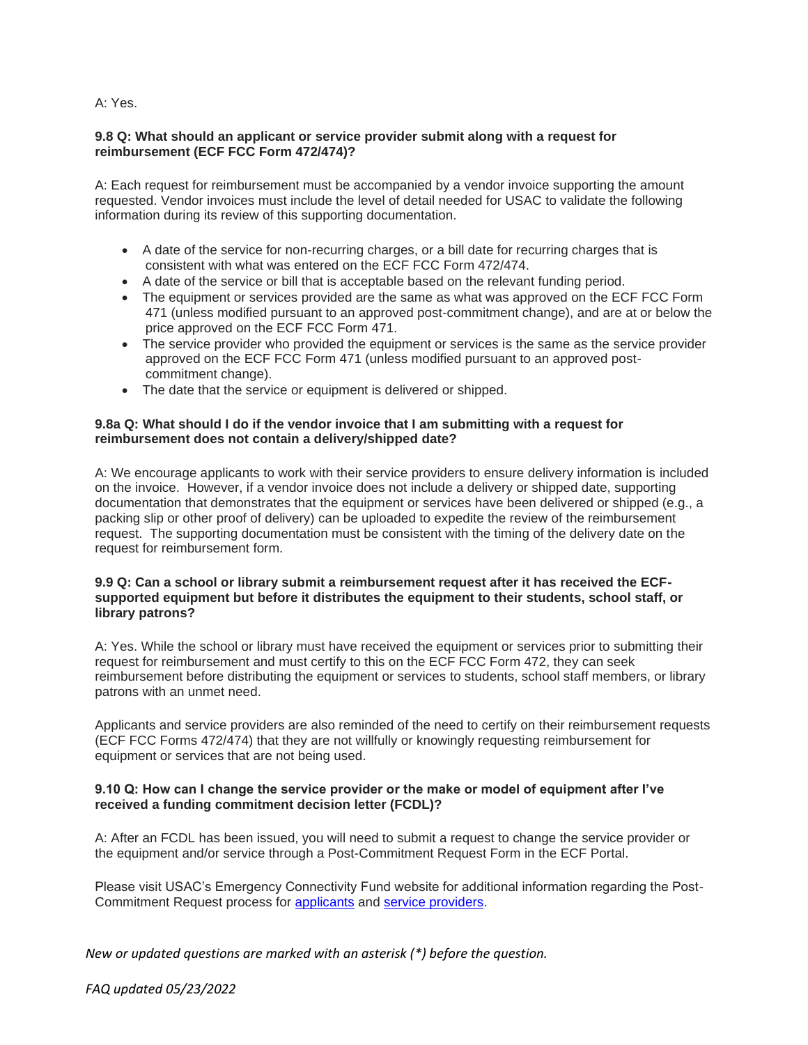A: Yes.

**9.8 Q: What should an applicant or service provider submit along with a request for reimbursement (ECF FCC Form 472/474)?**

A: Each request for reimbursement must be accompanied by a vendor invoice supporting the amount requested. Vendor invoices must include the level of detail needed for USAC to validate the following information during its review of this supporting documentation.

- A date of the service for non-recurring charges, or a bill date for recurring charges that is consistent with what was entered on the ECF FCC Form 472/474.
- A date of the service or bill that is acceptable based on the relevant funding period.
- The equipment or services provided are the same as what was approved on the ECF FCC Form 471 (unless modified pursuant to an approved post-commitment change), and are at or below the price approved on the ECF FCC Form 471.
- The service provider who provided the equipment or services is the same as the service provider approved on the ECF FCC Form 471 (unless modified pursuant to an approved post-commitment change).
- The date that the service or equipment is delivered or shipped.

**9.8a Q: What should I do if the vendor invoice that I am submitting with a request for reimbursement does not contain a delivery/shipped date?**

A: We encourage applicants to work with their service providers to ensure delivery information is included on the invoice. However, if a vendor invoice does not include a delivery or shipped date, supporting documentation that demonstrates that the equipment or services have been delivered or shipped (e.g., a packing slip or other proof of delivery) can be uploaded to expedite the review of the reimbursement request. The supporting documentation must be consistent with the timing of the delivery date on the request for reimbursement form.

**9.9 Q: Can a school or library submit a reimbursement request after it has received the ECF-supported equipment but before it distributes the equipment to their students, school staff, or library patrons?**

A: Yes. While the school or library must have received the equipment or services prior to submitting their request for reimbursement and must certify to this on the ECF FCC Form 472, they can seek reimbursement before distributing the equipment or services to students, school staff members, or library patrons with an unmet need.

Applicants and service providers are also reminded of the need to certify on their reimbursement requests (ECF FCC Forms 472/474) that they are not willfully or knowingly requesting reimbursement for equipment or services that are not being used.

**9.10 Q: How can I change the service provider or the make or model of equipment after I've received a funding commitment decision letter (FCDL)?**

A: After an FCDL has been issued, you will need to submit a request to change the service provider or the equipment and/or service through a Post-Commitment Request Form in the ECF Portal.

Please visit USAC's Emergency Connectivity Fund website for additional information regarding the Post-Commitment Request process for applicants and service providers.

*New or updated questions are marked with an asterisk (*) before the question.*

*FAQ updated 05/23/2022*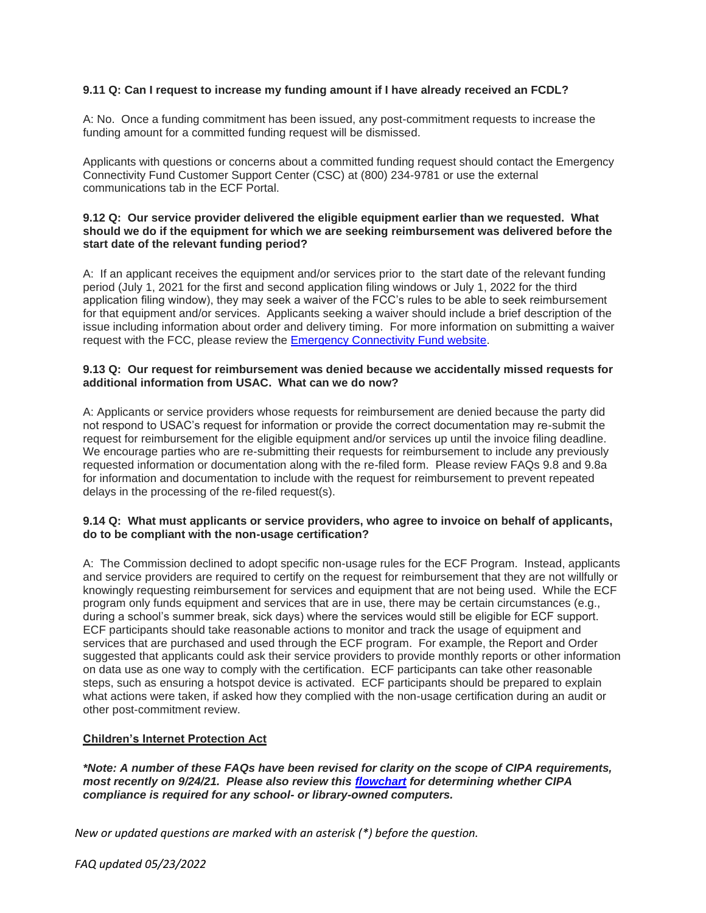**9.11 Q: Can I request to increase my funding amount if I have already received an FCDL?**

A: No. Once a funding commitment has been issued, any post-commitment requests to increase the funding amount for a committed funding request will be dismissed.

Applicants with questions or concerns about a committed funding request should contact the Emergency Connectivity Fund Customer Support Center (CSC) at (800) 234-9781 or use the external communications tab in the ECF Portal.

**9.12 Q: Our service provider delivered the eligible equipment earlier than we requested. What should we do if the equipment for which we are seeking reimbursement was delivered before the start date of the relevant funding period?**

A: If an applicant receives the equipment and/or services prior to the start date of the relevant funding period (July 1, 2021 for the first and second application filing windows or July 1, 2022 for the third application filing window), they may seek a waiver of the FCC's rules to be able to seek reimbursement for that equipment and/or services. Applicants seeking a waiver should include a brief description of the issue including information about order and delivery timing. For more information on submitting a waiver request with the FCC, please review the [Emergency Connectivity Fund website](#).

**9.13 Q: Our request for reimbursement was denied because we accidentally missed requests for additional information from USAC. What can we do now?**

A: Applicants or service providers whose requests for reimbursement are denied because the party did not respond to USAC's request for information or provide the correct documentation may re-submit the request for reimbursement for the eligible equipment and/or services up until the invoice filing deadline. We encourage parties who are re-submitting their requests for reimbursement to include any previously requested information or documentation along with the re-filed form. Please review FAQs 9.8 and 9.8a for information and documentation to include with the request for reimbursement to prevent repeated delays in the processing of the re-filed request(s).

**9.14 Q: What must applicants or service providers, who agree to invoice on behalf of applicants, do to be compliant with the non-usage certification?**

A: The Commission declined to adopt specific non-usage rules for the ECF Program. Instead, applicants and service providers are required to certify on the request for reimbursement that they are not willfully or knowingly requesting reimbursement for services and equipment that are not being used. While the ECF program only funds equipment and services that are in use, there may be certain circumstances (e.g., during a school's summer break, sick days) where the services would still be eligible for ECF support. ECF participants should take reasonable actions to monitor and track the usage of equipment and services that are purchased and used through the ECF program. For example, the Report and Order suggested that applicants could ask their service providers to provide monthly reports or other information on data use as one way to comply with the certification. ECF participants can take other reasonable steps, such as ensuring a hotspot device is activated. ECF participants should be prepared to explain what actions were taken, if asked how they complied with the non-usage certification during an audit or other post-commitment review.

## Children's Internet Protection Act

***\*Note: A number of these FAQs have been revised for clarity on the scope of CIPA requirements, most recently on 9/24/21. Please also review this [flowchart](#) for determining whether CIPA compliance is required for any school- or library-owned computers.***

*New or updated questions are marked with an asterisk (\*) before the question.*

*FAQ updated 05/23/2022*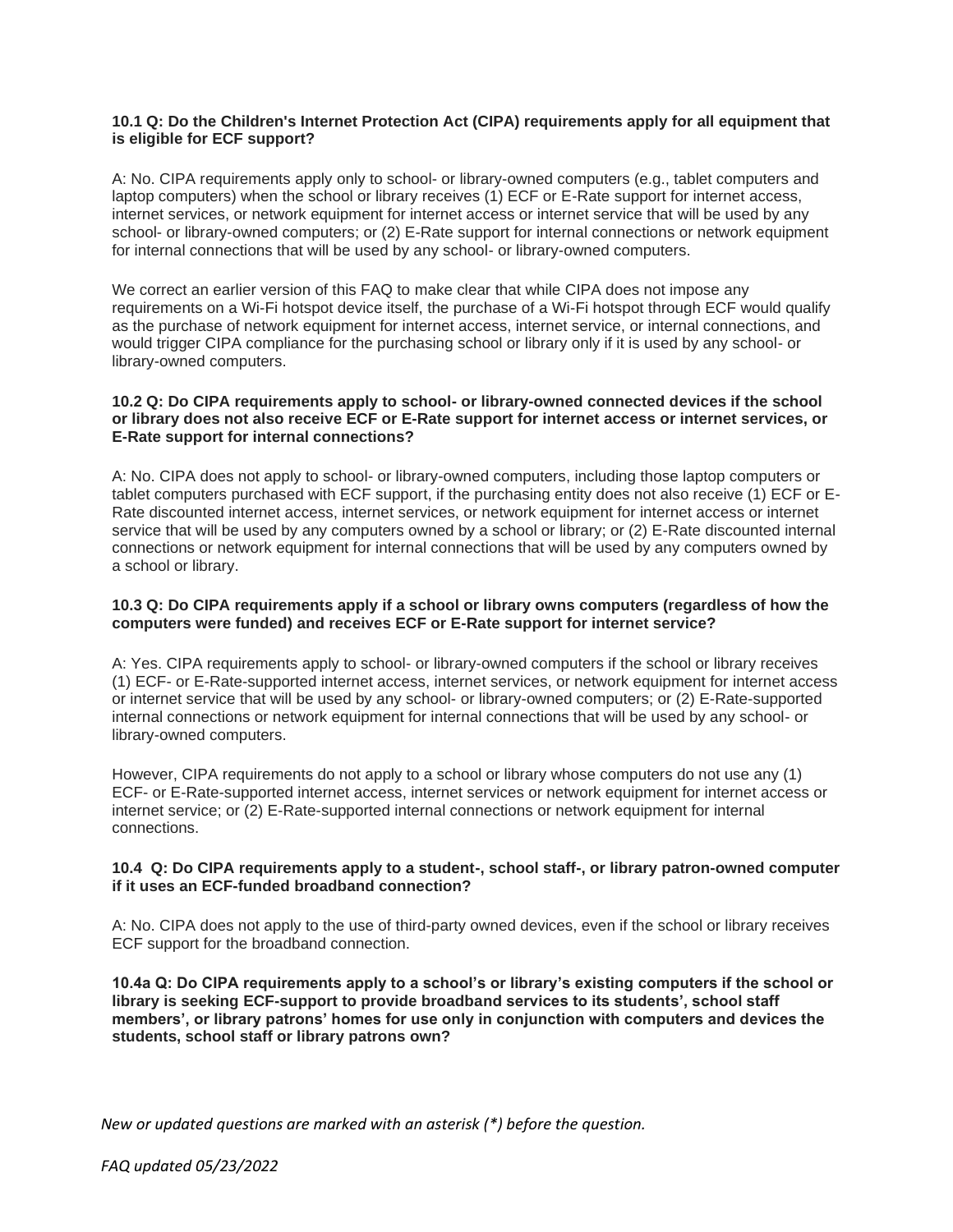**10.1 Q: Do the Children's Internet Protection Act (CIPA) requirements apply for all equipment that is eligible for ECF support?**

A: No. CIPA requirements apply only to school- or library-owned computers (e.g., tablet computers and laptop computers) when the school or library receives (1) ECF or E-Rate support for internet access, internet services, or network equipment for internet access or internet service that will be used by any school- or library-owned computers; or (2) E-Rate support for internal connections or network equipment for internal connections that will be used by any school- or library-owned computers.

We correct an earlier version of this FAQ to make clear that while CIPA does not impose any requirements on a Wi-Fi hotspot device itself, the purchase of a Wi-Fi hotspot through ECF would qualify as the purchase of network equipment for internet access, internet service, or internal connections, and would trigger CIPA compliance for the purchasing school or library only if it is used by any school- or library-owned computers.

**10.2 Q: Do CIPA requirements apply to school- or library-owned connected devices if the school or library does not also receive ECF or E-Rate support for internet access or internet services, or E-Rate support for internal connections?**

A: No. CIPA does not apply to school- or library-owned computers, including those laptop computers or tablet computers purchased with ECF support, if the purchasing entity does not also receive (1) ECF or E-Rate discounted internet access, internet services, or network equipment for internet access or internet service that will be used by any computers owned by a school or library; or (2) E-Rate discounted internal connections or network equipment for internal connections that will be used by any computers owned by a school or library.

**10.3 Q: Do CIPA requirements apply if a school or library owns computers (regardless of how the computers were funded) and receives ECF or E-Rate support for internet service?**

A: Yes. CIPA requirements apply to school- or library-owned computers if the school or library receives (1) ECF- or E-Rate-supported internet access, internet services, or network equipment for internet access or internet service that will be used by any school- or library-owned computers; or (2) E-Rate-supported internal connections or network equipment for internal connections that will be used by any school- or library-owned computers.

However, CIPA requirements do not apply to a school or library whose computers do not use any (1) ECF- or E-Rate-supported internet access, internet services or network equipment for internet access or internet service; or (2) E-Rate-supported internal connections or network equipment for internal connections.

**10.4 Q: Do CIPA requirements apply to a student-, school staff-, or library patron-owned computer if it uses an ECF-funded broadband connection?**

A: No. CIPA does not apply to the use of third-party owned devices, even if the school or library receives ECF support for the broadband connection.

**10.4a Q: Do CIPA requirements apply to a school's or library's existing computers if the school or library is seeking ECF-support to provide broadband services to its students', school staff members', or library patrons' homes for use only in conjunction with computers and devices the students, school staff or library patrons own?**

*New or updated questions are marked with an asterisk (*) before the question.*

*FAQ updated 05/23/2022*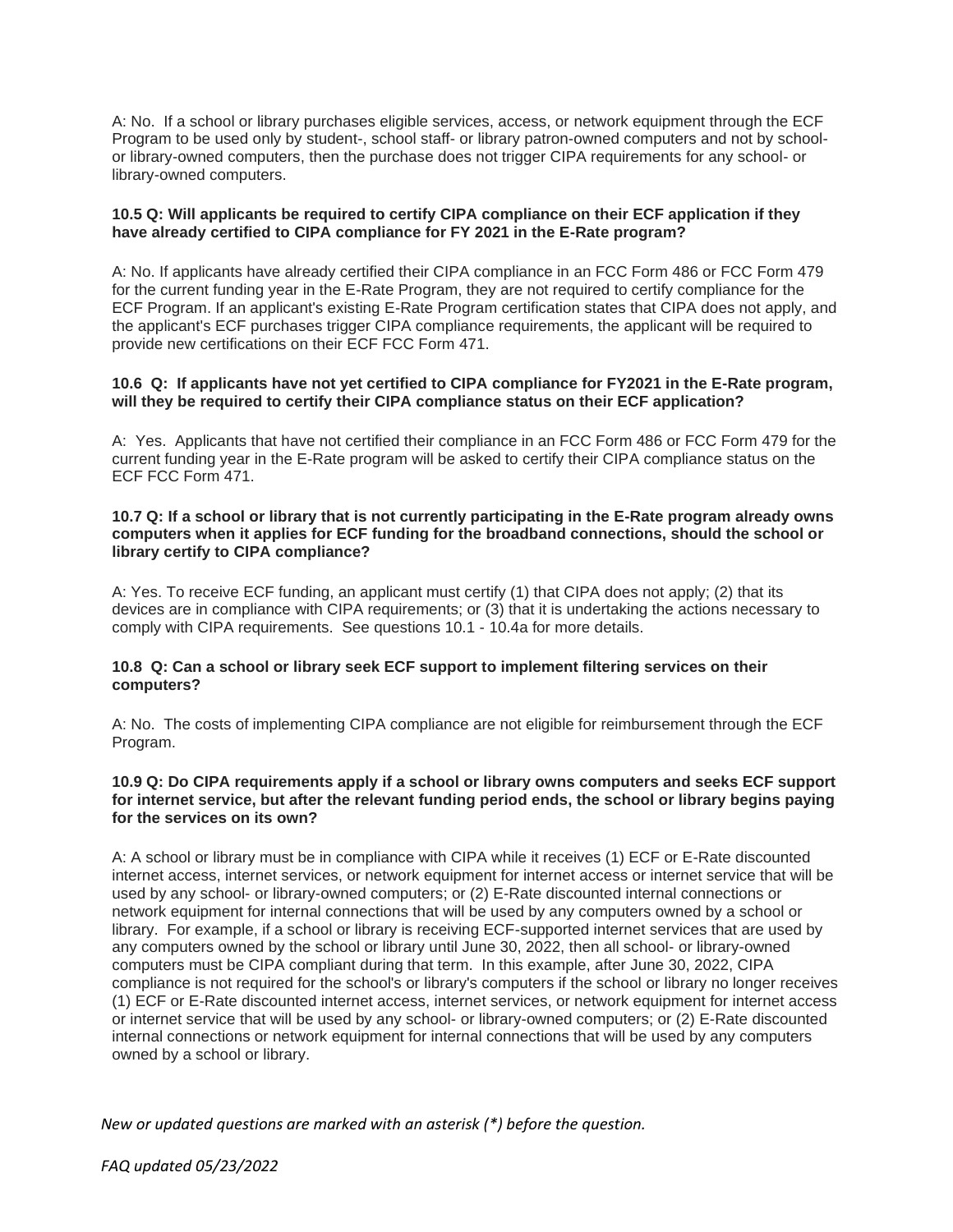A: No. If a school or library purchases eligible services, access, or network equipment through the ECF Program to be used only by student-, school staff- or library patron-owned computers and not by school- or library-owned computers, then the purchase does not trigger CIPA requirements for any school- or library-owned computers.

**10.5 Q: Will applicants be required to certify CIPA compliance on their ECF application if they have already certified to CIPA compliance for FY 2021 in the E-Rate program?**

A: No. If applicants have already certified their CIPA compliance in an FCC Form 486 or FCC Form 479 for the current funding year in the E-Rate Program, they are not required to certify compliance for the ECF Program. If an applicant's existing E-Rate Program certification states that CIPA does not apply, and the applicant's ECF purchases trigger CIPA compliance requirements, the applicant will be required to provide new certifications on their ECF FCC Form 471.

**10.6 Q: If applicants have not yet certified to CIPA compliance for FY2021 in the E-Rate program, will they be required to certify their CIPA compliance status on their ECF application?**

A: Yes. Applicants that have not certified their compliance in an FCC Form 486 or FCC Form 479 for the current funding year in the E-Rate program will be asked to certify their CIPA compliance status on the ECF FCC Form 471.

**10.7 Q: If a school or library that is not currently participating in the E-Rate program already owns computers when it applies for ECF funding for the broadband connections, should the school or library certify to CIPA compliance?**

A: Yes. To receive ECF funding, an applicant must certify (1) that CIPA does not apply; (2) that its devices are in compliance with CIPA requirements; or (3) that it is undertaking the actions necessary to comply with CIPA requirements. See questions 10.1 - 10.4a for more details.

**10.8 Q: Can a school or library seek ECF support to implement filtering services on their computers?**

A: No. The costs of implementing CIPA compliance are not eligible for reimbursement through the ECF Program.

**10.9 Q: Do CIPA requirements apply if a school or library owns computers and seeks ECF support for internet service, but after the relevant funding period ends, the school or library begins paying for the services on its own?**

A: A school or library must be in compliance with CIPA while it receives (1) ECF or E-Rate discounted internet access, internet services, or network equipment for internet access or internet service that will be used by any school- or library-owned computers; or (2) E-Rate discounted internal connections or network equipment for internal connections that will be used by any computers owned by a school or library. For example, if a school or library is receiving ECF-supported internet services that are used by any computers owned by the school or library until June 30, 2022, then all school- or library-owned computers must be CIPA compliant during that term. In this example, after June 30, 2022, CIPA compliance is not required for the school's or library's computers if the school or library no longer receives (1) ECF or E-Rate discounted internet access, internet services, or network equipment for internet access or internet service that will be used by any school- or library-owned computers; or (2) E-Rate discounted internal connections or network equipment for internal connections that will be used by any computers owned by a school or library.

*New or updated questions are marked with an asterisk (*) before the question.*

*FAQ updated 05/23/2022*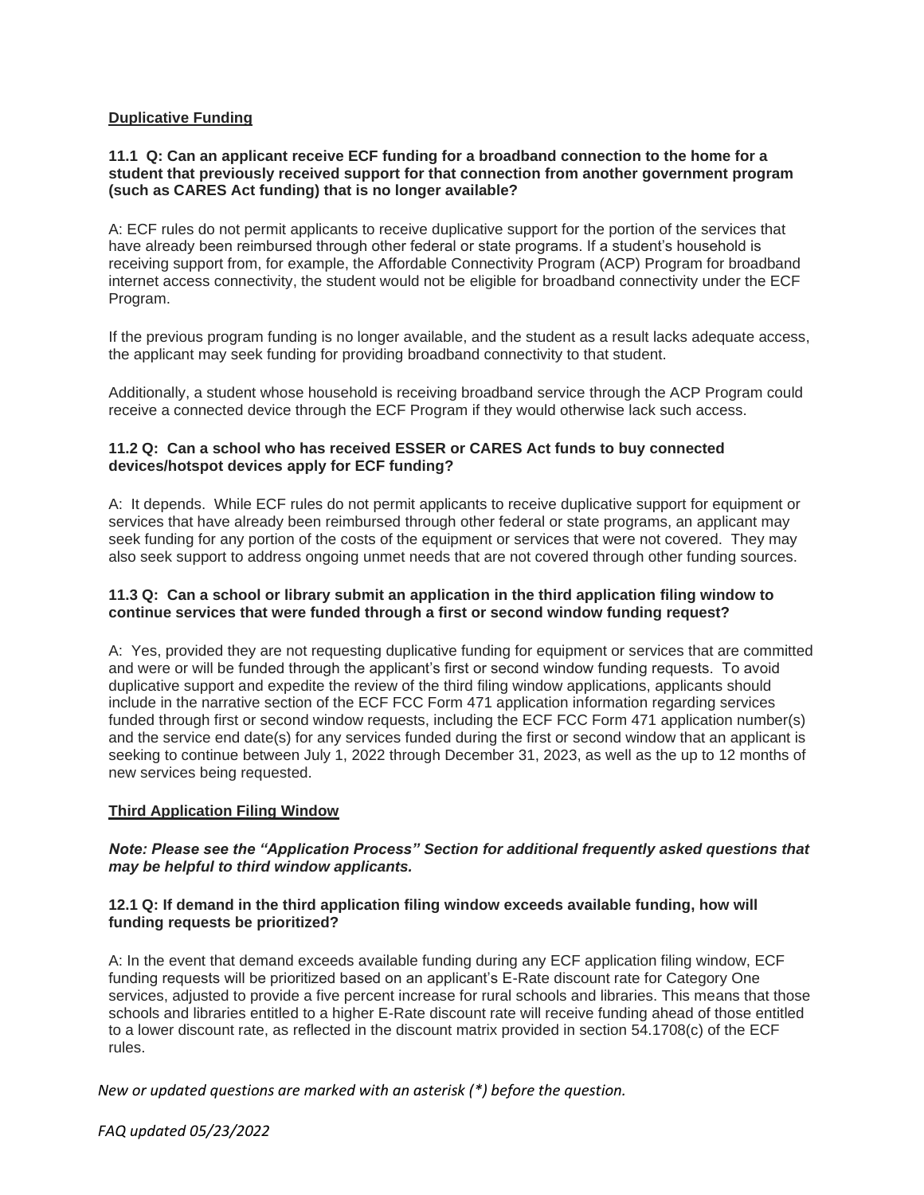**Duplicative Funding**

**11.1 Q: Can an applicant receive ECF funding for a broadband connection to the home for a student that previously received support for that connection from another government program (such as CARES Act funding) that is no longer available?**

A: ECF rules do not permit applicants to receive duplicative support for the portion of the services that have already been reimbursed through other federal or state programs. If a student's household is receiving support from, for example, the Affordable Connectivity Program (ACP) Program for broadband internet access connectivity, the student would not be eligible for broadband connectivity under the ECF Program.

If the previous program funding is no longer available, and the student as a result lacks adequate access, the applicant may seek funding for providing broadband connectivity to that student.

Additionally, a student whose household is receiving broadband service through the ACP Program could receive a connected device through the ECF Program if they would otherwise lack such access.

**11.2 Q: Can a school who has received ESSER or CARES Act funds to buy connected devices/hotspot devices apply for ECF funding?**

A: It depends. While ECF rules do not permit applicants to receive duplicative support for equipment or services that have already been reimbursed through other federal or state programs, an applicant may seek funding for any portion of the costs of the equipment or services that were not covered. They may also seek support to address ongoing unmet needs that are not covered through other funding sources.

**11.3 Q: Can a school or library submit an application in the third application filing window to continue services that were funded through a first or second window funding request?**

A: Yes, provided they are not requesting duplicative funding for equipment or services that are committed and were or will be funded through the applicant's first or second window funding requests. To avoid duplicative support and expedite the review of the third filing window applications, applicants should include in the narrative section of the ECF FCC Form 471 application information regarding services funded through first or second window requests, including the ECF FCC Form 471 application number(s) and the service end date(s) for any services funded during the first or second window that an applicant is seeking to continue between July 1, 2022 through December 31, 2023, as well as the up to 12 months of new services being requested.

**Third Application Filing Window**

***Note: Please see the "Application Process" Section for additional frequently asked questions that may be helpful to third window applicants.***

**12.1 Q: If demand in the third application filing window exceeds available funding, how will funding requests be prioritized?**

A: In the event that demand exceeds available funding during any ECF application filing window, ECF funding requests will be prioritized based on an applicant's E-Rate discount rate for Category One services, adjusted to provide a five percent increase for rural schools and libraries. This means that those schools and libraries entitled to a higher E-Rate discount rate will receive funding ahead of those entitled to a lower discount rate, as reflected in the discount matrix provided in section 54.1708(c) of the ECF rules.

*New or updated questions are marked with an asterisk (*) before the question.*

*FAQ updated 05/23/2022*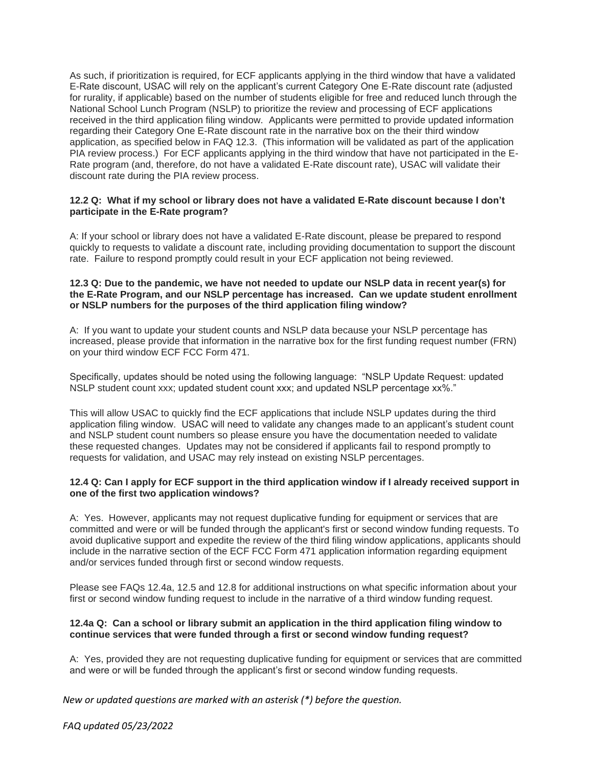As such, if prioritization is required, for ECF applicants applying in the third window that have a validated E-Rate discount, USAC will rely on the applicant's current Category One E-Rate discount rate (adjusted for rurality, if applicable) based on the number of students eligible for free and reduced lunch through the National School Lunch Program (NSLP) to prioritize the review and processing of ECF applications received in the third application filing window. Applicants were permitted to provide updated information regarding their Category One E-Rate discount rate in the narrative box on the their third window application, as specified below in FAQ 12.3. (This information will be validated as part of the application PIA review process.) For ECF applicants applying in the third window that have not participated in the E-Rate program (and, therefore, do not have a validated E-Rate discount rate), USAC will validate their discount rate during the PIA review process.

**12.2 Q: What if my school or library does not have a validated E-Rate discount because I don't participate in the E-Rate program?**

A: If your school or library does not have a validated E-Rate discount, please be prepared to respond quickly to requests to validate a discount rate, including providing documentation to support the discount rate. Failure to respond promptly could result in your ECF application not being reviewed.

**12.3 Q: Due to the pandemic, we have not needed to update our NSLP data in recent year(s) for the E-Rate Program, and our NSLP percentage has increased. Can we update student enrollment or NSLP numbers for the purposes of the third application filing window?**

A: If you want to update your student counts and NSLP data because your NSLP percentage has increased, please provide that information in the narrative box for the first funding request number (FRN) on your third window ECF FCC Form 471.

Specifically, updates should be noted using the following language: "NSLP Update Request: updated NSLP student count xxx; updated student count xxx; and updated NSLP percentage xx%."

This will allow USAC to quickly find the ECF applications that include NSLP updates during the third application filing window. USAC will need to validate any changes made to an applicant's student count and NSLP student count numbers so please ensure you have the documentation needed to validate these requested changes. Updates may not be considered if applicants fail to respond promptly to requests for validation, and USAC may rely instead on existing NSLP percentages.

**12.4 Q: Can I apply for ECF support in the third application window if I already received support in one of the first two application windows?**

A: Yes. However, applicants may not request duplicative funding for equipment or services that are committed and were or will be funded through the applicant's first or second window funding requests. To avoid duplicative support and expedite the review of the third filing window applications, applicants should include in the narrative section of the ECF FCC Form 471 application information regarding equipment and/or services funded through first or second window requests.

Please see FAQs 12.4a, 12.5 and 12.8 for additional instructions on what specific information about your first or second window funding request to include in the narrative of a third window funding request.

**12.4a Q: Can a school or library submit an application in the third application filing window to continue services that were funded through a first or second window funding request?**

A: Yes, provided they are not requesting duplicative funding for equipment or services that are committed and were or will be funded through the applicant's first or second window funding requests.

*New or updated questions are marked with an asterisk (*) before the question.*

*FAQ updated 05/23/2022*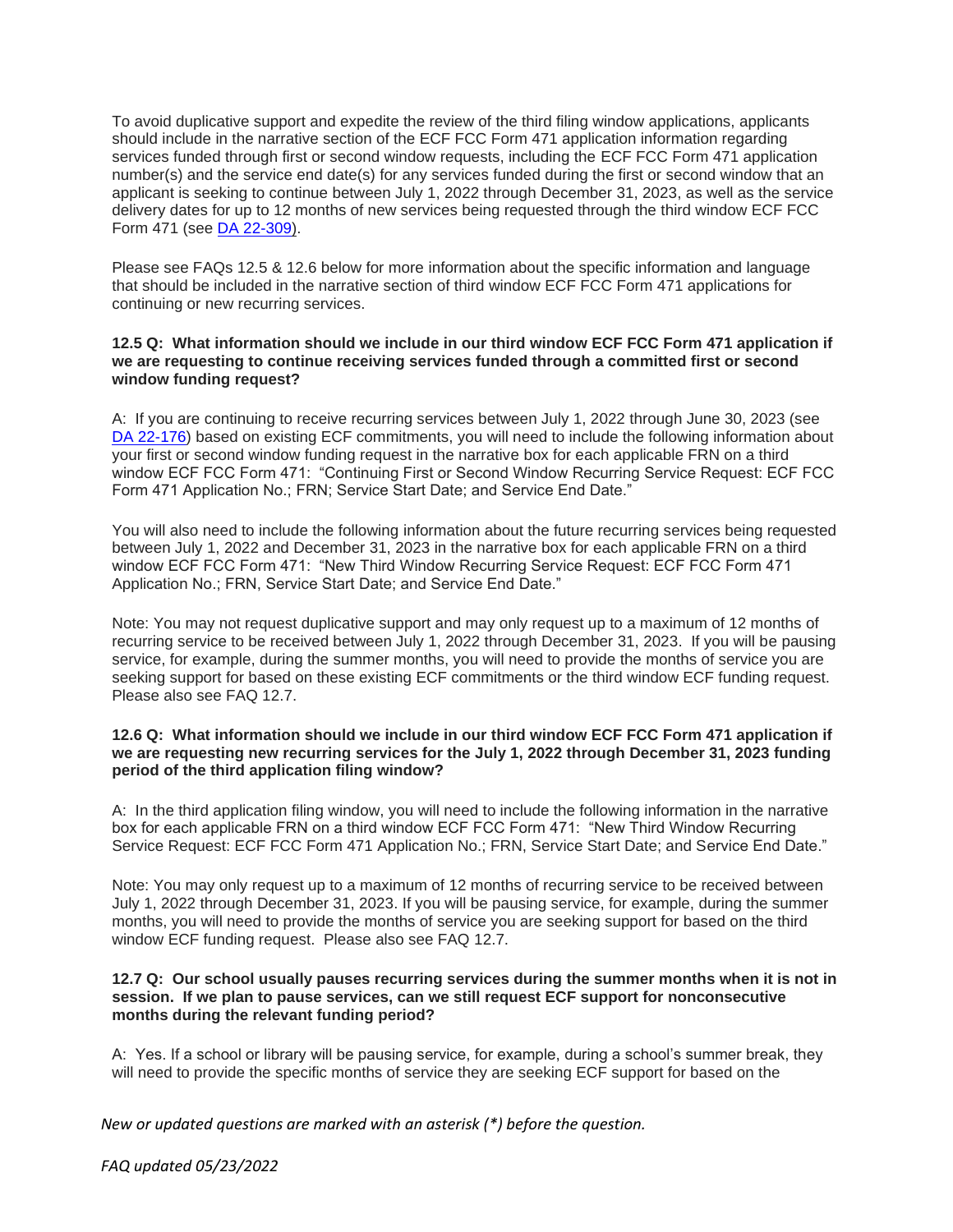To avoid duplicative support and expedite the review of the third filing window applications, applicants should include in the narrative section of the ECF FCC Form 471 application information regarding services funded through first or second window requests, including the ECF FCC Form 471 application number(s) and the service end date(s) for any services funded during the first or second window that an applicant is seeking to continue between July 1, 2022 through December 31, 2023, as well as the service delivery dates for up to 12 months of new services being requested through the third window ECF FCC Form 471 (see [DA 22-309](DA 22-309)).

Please see FAQs 12.5 & 12.6 below for more information about the specific information and language that should be included in the narrative section of third window ECF FCC Form 471 applications for continuing or new recurring services.

**12.5 Q: What information should we include in our third window ECF FCC Form 471 application if we are requesting to continue receiving services funded through a committed first or second window funding request?**

A: If you are continuing to receive recurring services between July 1, 2022 through June 30, 2023 (see [DA 22-176](DA 22-176)) based on existing ECF commitments, you will need to include the following information about your first or second window funding request in the narrative box for each applicable FRN on a third window ECF FCC Form 471: "Continuing First or Second Window Recurring Service Request: ECF FCC Form 471 Application No.; FRN; Service Start Date; and Service End Date."

You will also need to include the following information about the future recurring services being requested between July 1, 2022 and December 31, 2023 in the narrative box for each applicable FRN on a third window ECF FCC Form 471: "New Third Window Recurring Service Request: ECF FCC Form 471 Application No.; FRN, Service Start Date; and Service End Date."

Note: You may not request duplicative support and may only request up to a maximum of 12 months of recurring service to be received between July 1, 2022 through December 31, 2023. If you will be pausing service, for example, during the summer months, you will need to provide the months of service you are seeking support for based on these existing ECF commitments or the third window ECF funding request. Please also see FAQ 12.7.

**12.6 Q: What information should we include in our third window ECF FCC Form 471 application if we are requesting new recurring services for the July 1, 2022 through December 31, 2023 funding period of the third application filing window?**

A: In the third application filing window, you will need to include the following information in the narrative box for each applicable FRN on a third window ECF FCC Form 471: "New Third Window Recurring Service Request: ECF FCC Form 471 Application No.; FRN, Service Start Date; and Service End Date."

Note: You may only request up to a maximum of 12 months of recurring service to be received between July 1, 2022 through December 31, 2023. If you will be pausing service, for example, during the summer months, you will need to provide the months of service you are seeking support for based on the third window ECF funding request. Please also see FAQ 12.7.

**12.7 Q: Our school usually pauses recurring services during the summer months when it is not in session. If we plan to pause services, can we still request ECF support for nonconsecutive months during the relevant funding period?**

A: Yes. If a school or library will be pausing service, for example, during a school's summer break, they will need to provide the specific months of service they are seeking ECF support for based on the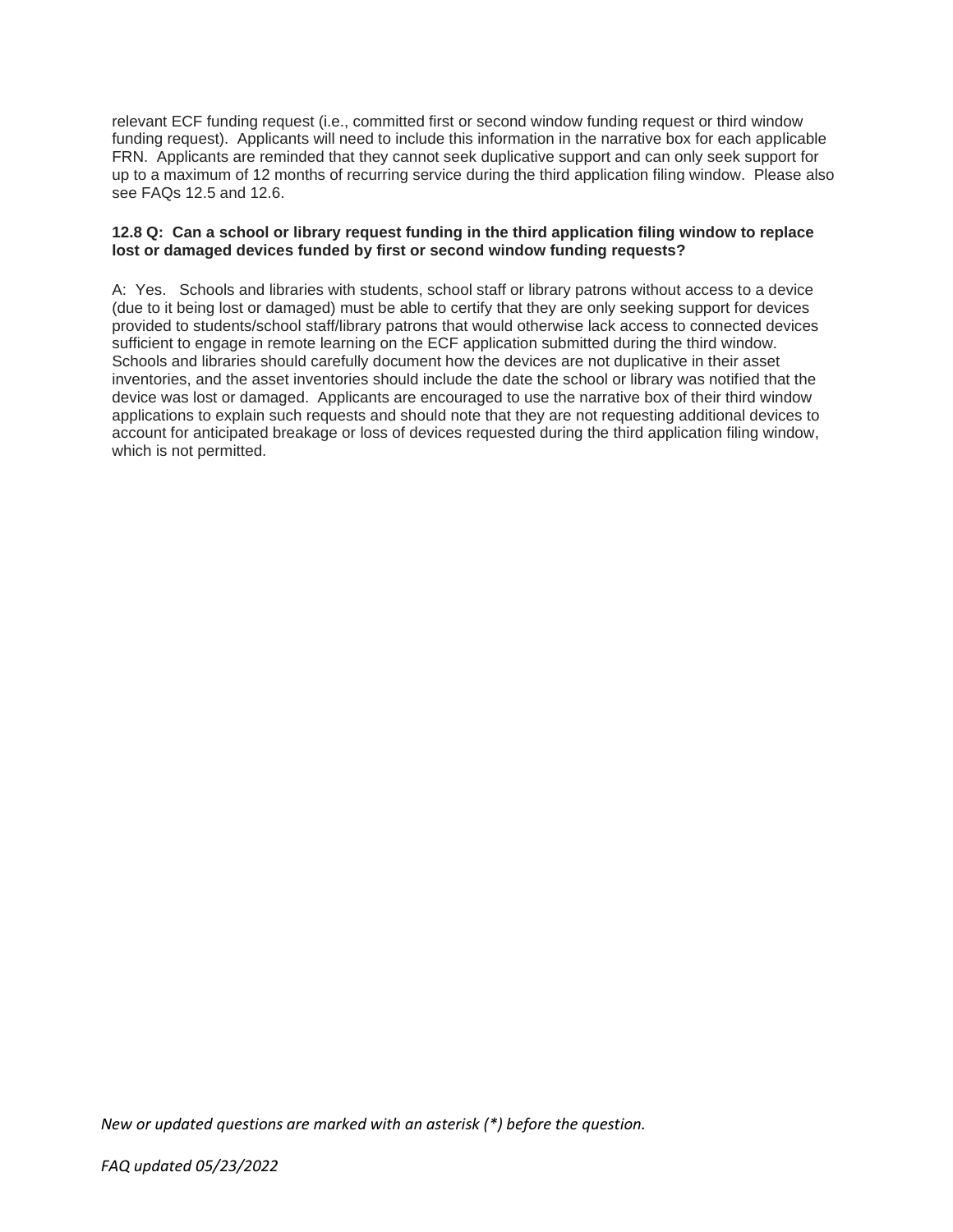relevant ECF funding request (i.e., committed first or second window funding request or third window funding request). Applicants will need to include this information in the narrative box for each applicable FRN. Applicants are reminded that they cannot seek duplicative support and can only seek support for up to a maximum of 12 months of recurring service during the third application filing window. Please also see FAQs 12.5 and 12.6.

**12.8 Q: Can a school or library request funding in the third application filing window to replace lost or damaged devices funded by first or second window funding requests?**

A: Yes. Schools and libraries with students, school staff or library patrons without access to a device (due to it being lost or damaged) must be able to certify that they are only seeking support for devices provided to students/school staff/library patrons that would otherwise lack access to connected devices sufficient to engage in remote learning on the ECF application submitted during the third window. Schools and libraries should carefully document how the devices are not duplicative in their asset inventories, and the asset inventories should include the date the school or library was notified that the device was lost or damaged. Applicants are encouraged to use the narrative box of their third window applications to explain such requests and should note that they are not requesting additional devices to account for anticipated breakage or loss of devices requested during the third application filing window, which is not permitted.